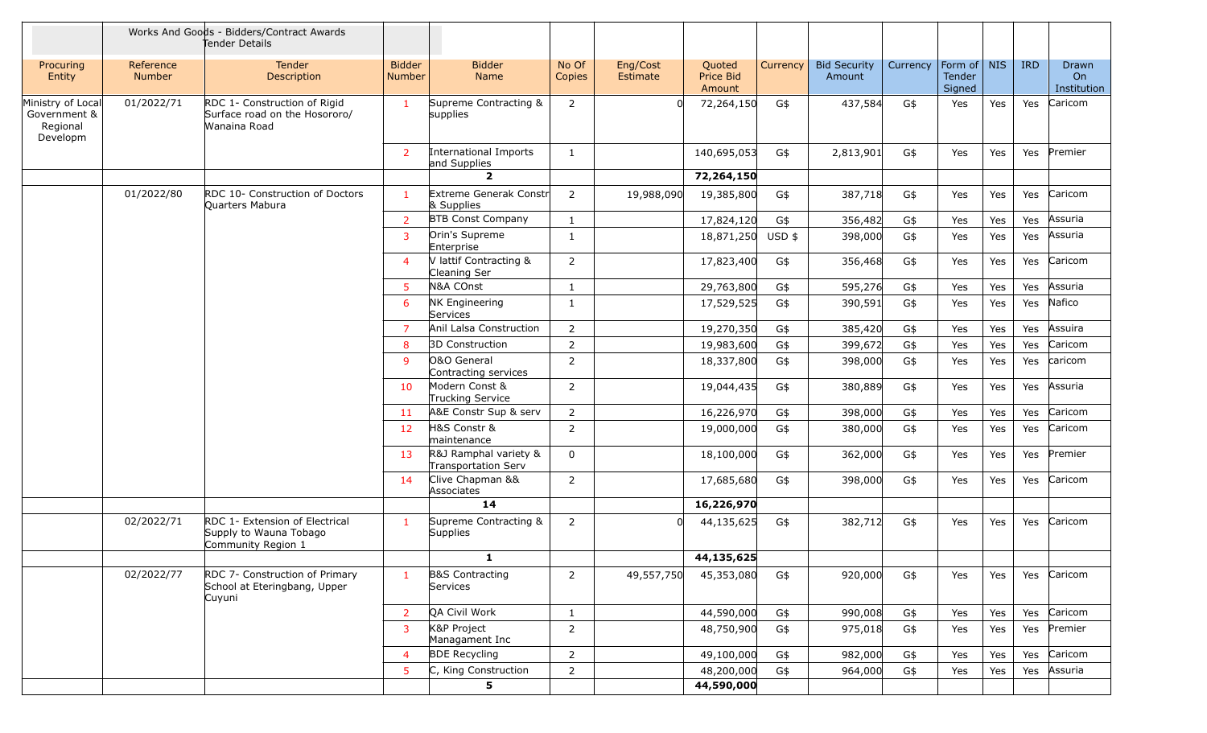| | Works And Goods - Bidders/Contract Awards Tender Details | | | | | | | | | | | | | | |
|---|---|---|---|---|---|---|---|---|---|---|---|---|---|---|---|
| Procuring Entity | Reference Number | Tender Description | Bidder Number | Bidder Name | No Of Copies | Eng/Cost Estimate | Quoted Price Bid Amount | Currency | Bid Security Amount | Currency | Form of Tender Signed | NIS | IRD | Drawn On Institution |
| Ministry of Local Government & Regional Developm | 01/2022/71 | RDC 1- Construction of Rigid Surface road on the Hosororo/ Wanaina Road | 1 | Supreme Contracting & supplies | 2 | 0 | 72,264,150 | G$ | 437,584 | G$ | Yes | Yes | Yes | Caricom |
| | | | 2 | International Imports and Supplies | 1 | | 140,695,053 | G$ | 2,813,901 | G$ | Yes | Yes | Yes | Premier |
| | | | | **2** | | | **72,264,150** | | | | | | | |
| | 01/2022/80 | RDC 10- Construction of Doctors Quarters Mabura | 1 | Extreme Generak Constr & Supplies | 2 | 19,988,090 | 19,385,800 | G$ | 387,718 | G$ | Yes | Yes | Yes | Caricom |
| | | | 2 | BTB Const Company | 1 | | 17,824,120 | G$ | 356,482 | G$ | Yes | Yes | Yes | Assuria |
| | | | 3 | Orin's Supreme Enterprise | 1 | | 18,871,250 | USD $ | 398,000 | G$ | Yes | Yes | Yes | Assuria |
| | | | 4 | V lattif Contracting & Cleaning Ser | 2 | | 17,823,400 | G$ | 356,468 | G$ | Yes | Yes | Yes | Caricom |
| | | | 5 | N&A COnst | 1 | | 29,763,800 | G$ | 595,276 | G$ | Yes | Yes | Yes | Assuria |
| | | | 6 | NK Engineering Services | 1 | | 17,529,525 | G$ | 390,591 | G$ | Yes | Yes | Yes | Nafico |
| | | | 7 | Anil Lalsa Construction | 2 | | 19,270,350 | G$ | 385,420 | G$ | Yes | Yes | Yes | Assuira |
| | | | 8 | 3D Construction | 2 | | 19,983,600 | G$ | 399,672 | G$ | Yes | Yes | Yes | Caricom |
| | | | 9 | O&O General Contracting services | 2 | | 18,337,800 | G$ | 398,000 | G$ | Yes | Yes | Yes | caricom |
| | | | 10 | Modern Const & Trucking Service | 2 | | 19,044,435 | G$ | 380,889 | G$ | Yes | Yes | Yes | Assuria |
| | | | 11 | A&E Constr Sup & serv | 2 | | 16,226,970 | G$ | 398,000 | G$ | Yes | Yes | Yes | Caricom |
| | | | 12 | H&S Constr & maintenance | 2 | | 19,000,000 | G$ | 380,000 | G$ | Yes | Yes | Yes | Caricom |
| | | | 13 | R&J Ramphal variety & Transportation Serv | 0 | | 18,100,000 | G$ | 362,000 | G$ | Yes | Yes | Yes | Premier |
| | | | 14 | Clive Chapman && Associates | 2 | | 17,685,680 | G$ | 398,000 | G$ | Yes | Yes | Yes | Caricom |
| | | | | **14** | | | **16,226,970** | | | | | | | |
| | 02/2022/71 | RDC 1- Extension of Electrical Supply to Wauna Tobago Community Region 1 | 1 | Supreme Contracting & Supplies | 2 | 0 | 44,135,625 | G$ | 382,712 | G$ | Yes | Yes | Yes | Caricom |
| | | | | **1** | | | **44,135,625** | | | | | | | |
| | 02/2022/77 | RDC 7- Construction of Primary School at Eteringbang, Upper Cuyuni | 1 | B&S Contracting Services | 2 | 49,557,750 | 45,353,080 | G$ | 920,000 | G$ | Yes | Yes | Yes | Caricom |
| | | | 2 | QA Civil Work | 1 | | 44,590,000 | G$ | 990,008 | G$ | Yes | Yes | Yes | Caricom |
| | | | 3 | K&P Project Managament Inc | 2 | | 48,750,900 | G$ | 975,018 | G$ | Yes | Yes | Yes | Premier |
| | | | 4 | BDE Recycling | 2 | | 49,100,000 | G$ | 982,000 | G$ | Yes | Yes | Yes | Caricom |
| | | | 5 | C, King Construction | 2 | | 48,200,000 | G$ | 964,000 | G$ | Yes | Yes | Yes | Assuria |
| | | | | **5** | | | **44,590,000** | | | | | | | |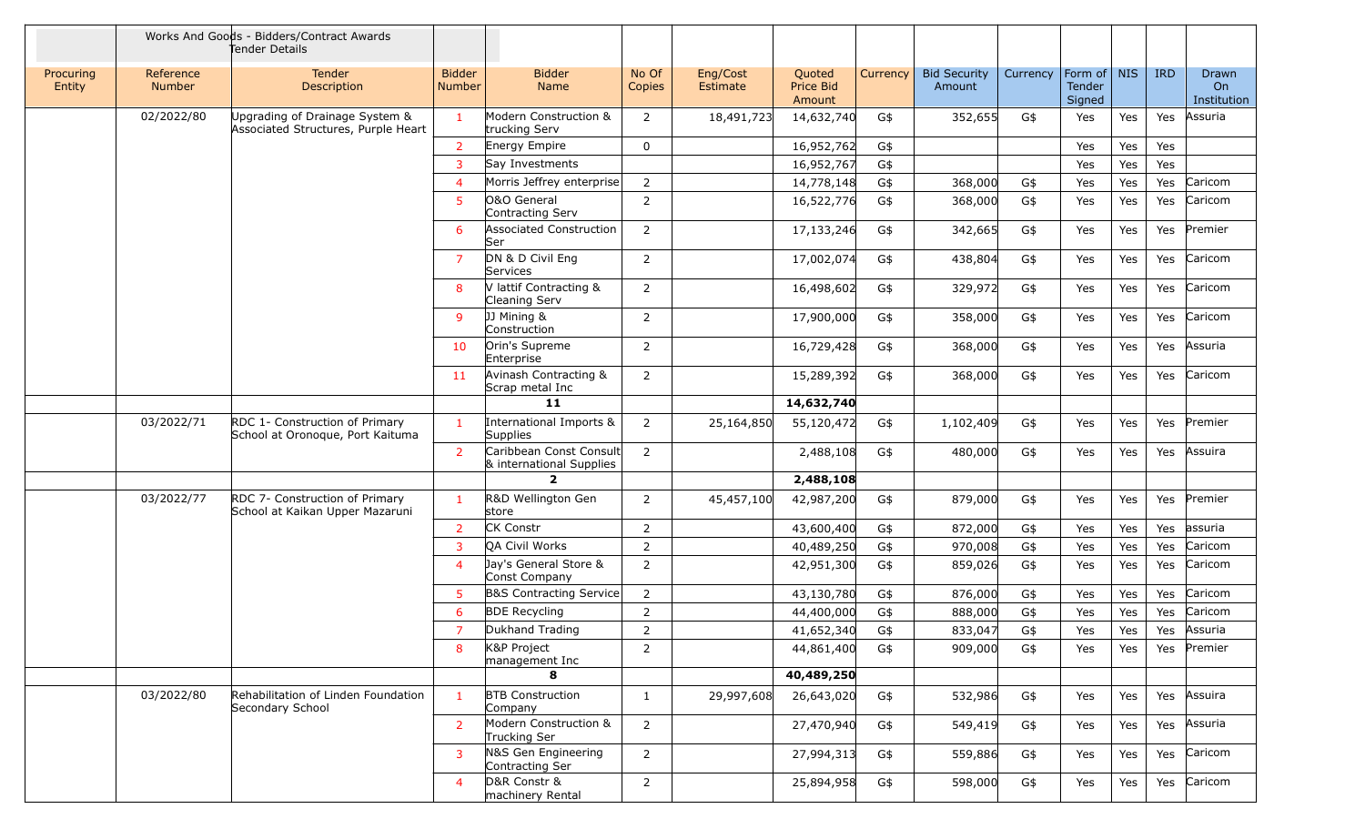| | Works And Goods - Bidders/Contract Awards Tender Details | | | | | | | | | | | | | |
|---|---|---|---|---|---|---|---|---|---|---|---|---|---|---|
| Procuring Entity | Reference Number | Tender Description | Bidder Number | Bidder Name | No Of Copies | Eng/Cost Estimate | Quoted Price Bid Amount | Currency | Bid Security Amount | Currency | Form of Tender Signed | NIS | IRD | Drawn On Institution |
| | 02/2022/80 | Upgrading of Drainage System & Associated Structures, Purple Heart | 1 | Modern Construction & trucking Serv | 2 | 18,491,723 | 14,632,740 | G$ | 352,655 | G$ | Yes | Yes | Yes | Assuria |
| | | | 2 | Energy Empire | 0 | | 16,952,762 | G$ | | | Yes | Yes | Yes | |
| | | | 3 | Say Investments | | | 16,952,767 | G$ | | | Yes | Yes | Yes | |
| | | | 4 | Morris Jeffrey enterprise | 2 | | 14,778,148 | G$ | 368,000 | G$ | Yes | Yes | Yes | Caricom |
| | | | 5 | O&O General Contracting Serv | 2 | | 16,522,776 | G$ | 368,000 | G$ | Yes | Yes | Yes | Caricom |
| | | | 6 | Associated Construction Ser | 2 | | 17,133,246 | G$ | 342,665 | G$ | Yes | Yes | Yes | Premier |
| | | | 7 | DN & D Civil Eng Services | 2 | | 17,002,074 | G$ | 438,804 | G$ | Yes | Yes | Yes | Caricom |
| | | | 8 | V lattif Contracting & Cleaning Serv | 2 | | 16,498,602 | G$ | 329,972 | G$ | Yes | Yes | Yes | Caricom |
| | | | 9 | JJ Mining & Construction | 2 | | 17,900,000 | G$ | 358,000 | G$ | Yes | Yes | Yes | Caricom |
| | | | 10 | Orin's Supreme Enterprise | 2 | | 16,729,428 | G$ | 368,000 | G$ | Yes | Yes | Yes | Assuria |
| | | | 11 | Avinash Contracting & Scrap metal Inc | 2 | | 15,289,392 | G$ | 368,000 | G$ | Yes | Yes | Yes | Caricom |
| | | | | **11** | | | **14,632,740** | | | | | | | |
| | 03/2022/71 | RDC 1- Construction of Primary School at Oronoque, Port Kaituma | 1 | International Imports & Supplies | 2 | 25,164,850 | 55,120,472 | G$ | 1,102,409 | G$ | Yes | Yes | Yes | Premier |
| | | | 2 | Caribbean Const Consult & international Supplies | 2 | | 2,488,108 | G$ | 480,000 | G$ | Yes | Yes | Yes | Assuira |
| | | | | **2** | | | **2,488,108** | | | | | | | |
| | 03/2022/77 | RDC 7- Construction of Primary School at Kaikan Upper Mazaruni | 1 | R&D Wellington Gen store | 2 | 45,457,100 | 42,987,200 | G$ | 879,000 | G$ | Yes | Yes | Yes | Premier |
| | | | 2 | CK Constr | 2 | | 43,600,400 | G$ | 872,000 | G$ | Yes | Yes | Yes | assuria |
| | | | 3 | QA Civil Works | 2 | | 40,489,250 | G$ | 970,008 | G$ | Yes | Yes | Yes | Caricom |
| | | | 4 | Jay's General Store & Const Company | 2 | | 42,951,300 | G$ | 859,026 | G$ | Yes | Yes | Yes | Caricom |
| | | | 5 | B&S Contracting Service | 2 | | 43,130,780 | G$ | 876,000 | G$ | Yes | Yes | Yes | Caricom |
| | | | 6 | BDE Recycling | 2 | | 44,400,000 | G$ | 888,000 | G$ | Yes | Yes | Yes | Caricom |
| | | | 7 | Dukhand Trading | 2 | | 41,652,340 | G$ | 833,047 | G$ | Yes | Yes | Yes | Assuria |
| | | | 8 | K&P Project management Inc | 2 | | 44,861,400 | G$ | 909,000 | G$ | Yes | Yes | Yes | Premier |
| | | | | **8** | | | **40,489,250** | | | | | | | |
| | 03/2022/80 | Rehabilitation of Linden Foundation Secondary School | 1 | BTB Construction Company | 1 | 29,997,608 | 26,643,020 | G$ | 532,986 | G$ | Yes | Yes | Yes | Assuria |
| | | | 2 | Modern Construction & Trucking Ser | 2 | | 27,470,940 | G$ | 549,419 | G$ | Yes | Yes | Yes | Assuria |
| | | | 3 | N&S Gen Engineering Contracting Ser | 2 | | 27,994,313 | G$ | 559,886 | G$ | Yes | Yes | Yes | Caricom |
| | | | 4 | D&R Constr & machinery Rental | 2 | | 25,894,958 | G$ | 598,000 | G$ | Yes | Yes | Yes | Caricom |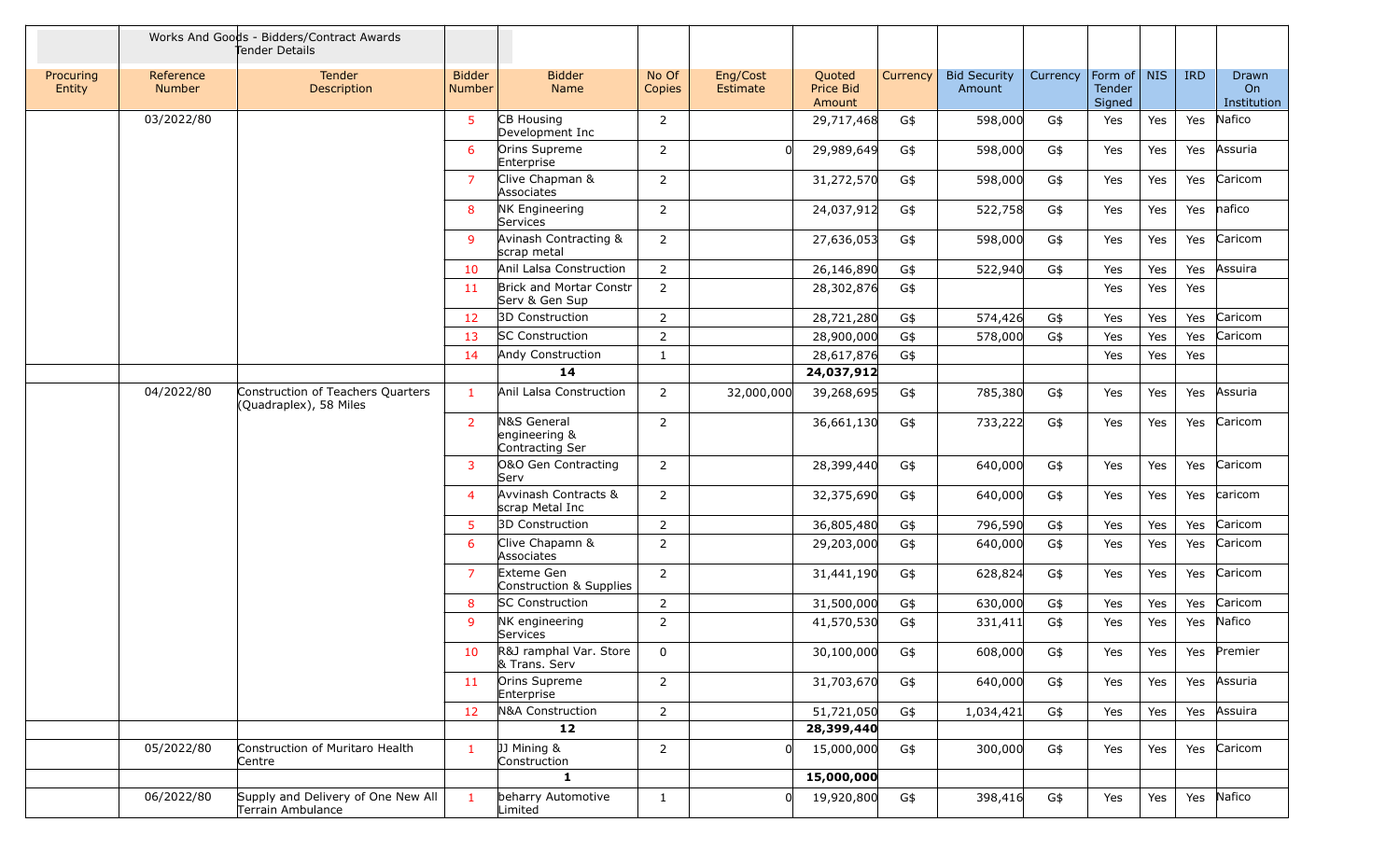| | Works And Goods - Bidders/Contract Awards Tender Details | | | | | | | | | | | | | |
|---|---|---|---|---|---|---|---|---|---|---|---|---|---|---|
| Procuring Entity | Reference Number | Tender Description | Bidder Number | Bidder Name | No Of Copies | Eng/Cost Estimate | Quoted Price Bid Amount | Currency | Bid Security Amount | Currency | Form of Tender Signed | NIS | IRD | Drawn On Institution |
| | 03/2022/80 | | 5 | CB Housing Development Inc | 2 | | 29,717,468 | G$ | 598,000 | G$ | Yes | Yes | Yes | Nafico |
| | | | 6 | Orins Supreme Enterprise | 2 | 0 | 29,989,649 | G$ | 598,000 | G$ | Yes | Yes | Yes | Assuria |
| | | | 7 | Clive Chapman & Associates | 2 | | 31,272,570 | G$ | 598,000 | G$ | Yes | Yes | Yes | Caricom |
| | | | 8 | NK Engineering Services | 2 | | 24,037,912 | G$ | 522,758 | G$ | Yes | Yes | Yes | nafico |
| | | | 9 | Avinash Contracting & scrap metal | 2 | | 27,636,053 | G$ | 598,000 | G$ | Yes | Yes | Yes | Caricom |
| | | | 10 | Anil Lalsa Construction | 2 | | 26,146,890 | G$ | 522,940 | G$ | Yes | Yes | Yes | Assuira |
| | | | 11 | Brick and Mortar Constr Serv & Gen Sup | 2 | | 28,302,876 | G$ | | | Yes | Yes | Yes | |
| | | | 12 | 3D Construction | 2 | | 28,721,280 | G$ | 574,426 | G$ | Yes | Yes | Yes | Caricom |
| | | | 13 | SC Construction | 2 | | 28,900,000 | G$ | 578,000 | G$ | Yes | Yes | Yes | Caricom |
| | | | 14 | Andy Construction | 1 | | 28,617,876 | G$ | | | Yes | Yes | Yes | |
| | | | | **14** | | | **24,037,912** | | | | | | | |
| | 04/2022/80 | Construction of Teachers Quarters (Quadraplex), 58 Miles | 1 | Anil Lalsa Construction | 2 | 32,000,000 | 39,268,695 | G$ | 785,380 | G$ | Yes | Yes | Yes | Assuria |
| | | | 2 | N&S General engineering & Contracting Ser | 2 | | 36,661,130 | G$ | 733,222 | G$ | Yes | Yes | Yes | Caricom |
| | | | 3 | O&O Gen Contracting Serv | 2 | | 28,399,440 | G$ | 640,000 | G$ | Yes | Yes | Yes | Caricom |
| | | | 4 | Avvinash Contracts & scrap Metal Inc | 2 | | 32,375,690 | G$ | 640,000 | G$ | Yes | Yes | Yes | caricom |
| | | | 5 | 3D Construction | 2 | | 36,805,480 | G$ | 796,590 | G$ | Yes | Yes | Yes | Caricom |
| | | | 6 | Clive Chapamn & Associates | 2 | | 29,203,000 | G$ | 640,000 | G$ | Yes | Yes | Yes | Caricom |
| | | | 7 | Exteme Gen Construction & Supplies | 2 | | 31,441,190 | G$ | 628,824 | G$ | Yes | Yes | Yes | Caricom |
| | | | 8 | SC Construction | 2 | | 31,500,000 | G$ | 630,000 | G$ | Yes | Yes | Yes | Caricom |
| | | | 9 | NK engineering Services | 2 | | 41,570,530 | G$ | 331,411 | G$ | Yes | Yes | Yes | Nafico |
| | | | 10 | R&J ramphal Var. Store & Trans. Serv | 0 | | 30,100,000 | G$ | 608,000 | G$ | Yes | Yes | Yes | Premier |
| | | | 11 | Orins Supreme Enterprise | 2 | | 31,703,670 | G$ | 640,000 | G$ | Yes | Yes | Yes | Assuria |
| | | | 12 | N&A Construction | 2 | | 51,721,050 | G$ | 1,034,421 | G$ | Yes | Yes | Yes | Assuria |
| | | | | **12** | | | **28,399,440** | | | | | | | |
| | 05/2022/80 | Construction of Muritaro Health Centre | 1 | JJ Mining & Construction | 2 | 0 | 15,000,000 | G$ | 300,000 | G$ | Yes | Yes | Yes | Caricom |
| | | | | **1** | | | **15,000,000** | | | | | | | |
| | 06/2022/80 | Supply and Delivery of One New All Terrain Ambulance | 1 | beharry Automotive Limited | 1 | 0 | 19,920,800 | G$ | 398,416 | G$ | Yes | Yes | Yes | Nafico |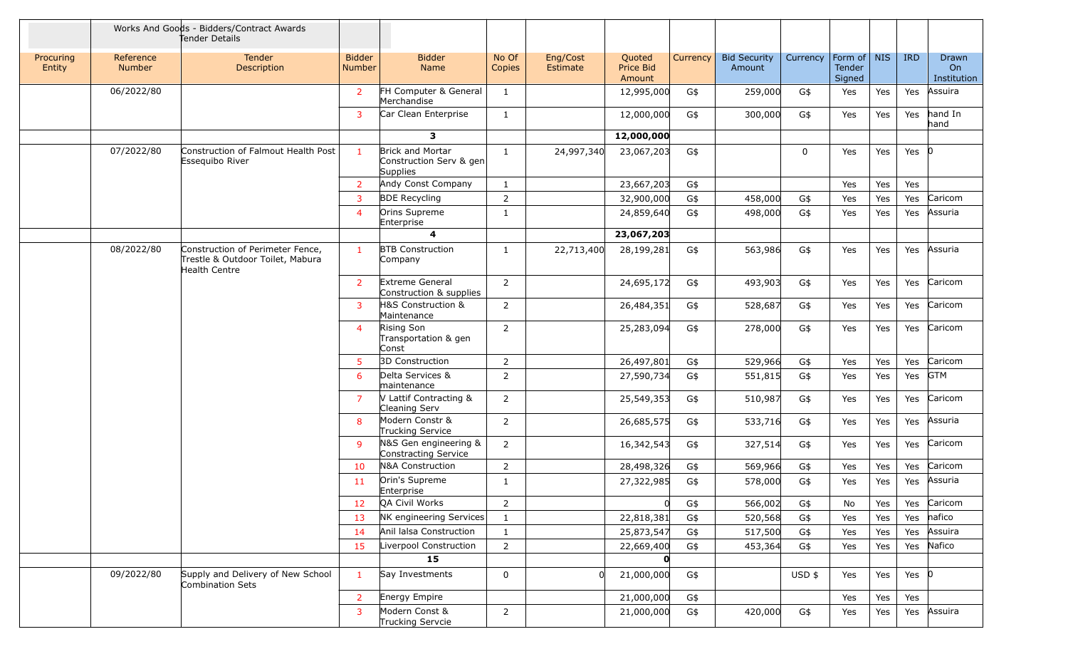| | Works And Goods - Bidders/Contract Awards Tender Details | | | | | | | | | | | | | | |
|---|---|---|---|---|---|---|---|---|---|---|---|---|---|---|---|
| Procuring Entity | Reference Number | Tender Description | Bidder Number | Bidder Name | No Of Copies | Eng/Cost Estimate | Quoted Price Bid Amount | Currency | Bid Security Amount | Currency | Form of Tender Signed | NIS | IRD | Drawn On Institution |
| | 06/2022/80 | | 2 | FH Computer & General Merchandise | 1 | | 12,995,000 | G$ | 259,000 | G$ | Yes | Yes | Yes | Assuira |
| | | | 3 | Car Clean Enterprise | 1 | | 12,000,000 | G$ | 300,000 | G$ | Yes | Yes | Yes | hand In hand |
| | | | | **3** | | | **12,000,000** | | | | | | | |
| | 07/2022/80 | Construction of Falmout Health Post Essequibo River | 1 | Brick and Mortar Construction Serv & gen Supplies | 1 | 24,997,340 | 23,067,203 | G$ | | 0 | Yes | Yes | Yes | 0 |
| | | | 2 | Andy Const Company | 1 | | 23,667,203 | G$ | | | Yes | Yes | Yes | |
| | | | 3 | BDE Recycling | 2 | | 32,900,000 | G$ | 458,000 | G$ | Yes | Yes | Yes | Caricom |
| | | | 4 | Orins Supreme Enterprise | 1 | | 24,859,640 | G$ | 498,000 | G$ | Yes | Yes | Yes | Assuria |
| | | | | **4** | | | **23,067,203** | | | | | | | |
| | 08/2022/80 | Construction of Perimeter Fence, Trestle & Outdoor Toilet, Mabura Health Centre | 1 | BTB Construction Company | 1 | 22,713,400 | 28,199,281 | G$ | 563,986 | G$ | Yes | Yes | Yes | Assuria |
| | | | 2 | Extreme General Construction & supplies | 2 | | 24,695,172 | G$ | 493,903 | G$ | Yes | Yes | Yes | Caricom |
| | | | 3 | H&S Construction & Maintenance | 2 | | 26,484,351 | G$ | 528,687 | G$ | Yes | Yes | Yes | Caricom |
| | | | 4 | Rising Son Transportation & gen Const | 2 | | 25,283,094 | G$ | 278,000 | G$ | Yes | Yes | Yes | Caricom |
| | | | 5 | 3D Construction | 2 | | 26,497,801 | G$ | 529,966 | G$ | Yes | Yes | Yes | Caricom |
| | | | 6 | Delta Services & maintenance | 2 | | 27,590,734 | G$ | 551,815 | G$ | Yes | Yes | Yes | GTM |
| | | | 7 | V Lattif Contracting & Cleaning Serv | 2 | | 25,549,353 | G$ | 510,987 | G$ | Yes | Yes | Yes | Caricom |
| | | | 8 | Modern Constr & Trucking Service | 2 | | 26,685,575 | G$ | 533,716 | G$ | Yes | Yes | Yes | Assuria |
| | | | 9 | N&S Gen engineering & Constracting Service | 2 | | 16,342,543 | G$ | 327,514 | G$ | Yes | Yes | Yes | Caricom |
| | | | 10 | N&A Construction | 2 | | 28,498,326 | G$ | 569,966 | G$ | Yes | Yes | Yes | Caricom |
| | | | 11 | Orin's Supreme Enterprise | 1 | | 27,322,985 | G$ | 578,000 | G$ | Yes | Yes | Yes | Assuria |
| | | | 12 | QA Civil Works | 2 | | 0 | G$ | 566,002 | G$ | No | Yes | Yes | Caricom |
| | | | 13 | NK engineering Services | 1 | | 22,818,381 | G$ | 520,568 | G$ | Yes | Yes | Yes | nafico |
| | | | 14 | Anil lalsa Construction | 1 | | 25,873,547 | G$ | 517,500 | G$ | Yes | Yes | Yes | Assuira |
| | | | 15 | Liverpool Construction | 2 | | 22,669,400 | G$ | 453,364 | G$ | Yes | Yes | Yes | Nafico |
| | | | | **15** | | | **0** | | | | | | | |
| | 09/2022/80 | Supply and Delivery of New School Combination Sets | 1 | Say Investments | 0 | 0 | 21,000,000 | G$ | | USD $ | Yes | Yes | Yes | 0 |
| | | | 2 | Energy Empire | | | 21,000,000 | G$ | | | Yes | Yes | Yes | |
| | | | 3 | Modern Const & Trucking Servcie | 2 | | 21,000,000 | G$ | 420,000 | G$ | Yes | Yes | Yes | Assuira |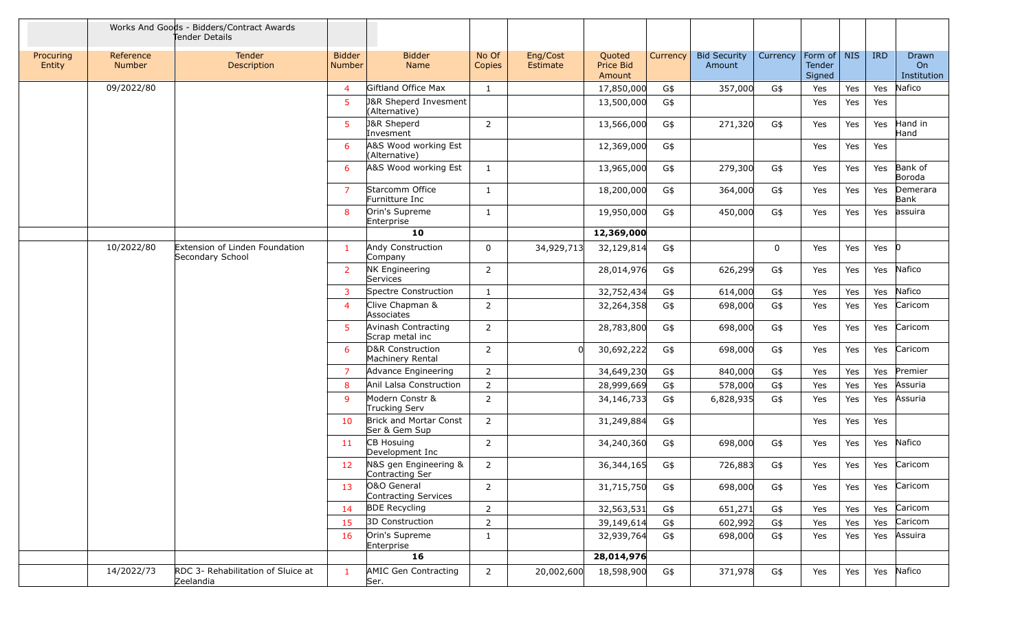| | Works And Goods - Bidders/Contract Awards Tender Details | | | | | | | | | | | | | |
|---|---|---|---|---|---|---|---|---|---|---|---|---|---|---|
| Procuring Entity | Reference Number | Tender Description | Bidder Number | Bidder Name | No Of Copies | Eng/Cost Estimate | Quoted Price Bid Amount | Currency | Bid Security Amount | Currency | Form of Tender Signed | NIS | IRD | Drawn On Institution |
| | 09/2022/80 | | 4 | Giftland Office Max | 1 | | 17,850,000 | G$ | 357,000 | G$ | Yes | Yes | Yes | Nafico |
| | | | 5 | J&R Sheperd Invesment (Alternative) | | | 13,500,000 | G$ | | | Yes | Yes | Yes | |
| | | | 5 | J&R Sheperd Invesment | 2 | | 13,566,000 | G$ | 271,320 | G$ | Yes | Yes | Yes | Hand in Hand |
| | | | 6 | A&S Wood working Est (Alternative) | | | 12,369,000 | G$ | | | Yes | Yes | Yes | |
| | | | 6 | A&S Wood working Est | 1 | | 13,965,000 | G$ | 279,300 | G$ | Yes | Yes | Yes | Bank of Boroda |
| | | | 7 | Starcomm Office Furnitture Inc | 1 | | 18,200,000 | G$ | 364,000 | G$ | Yes | Yes | Yes | Demerara Bank |
| | | | 8 | Orin's Supreme Enterprise | 1 | | 19,950,000 | G$ | 450,000 | G$ | Yes | Yes | Yes | assuira |
| | | | | 10 | | | 12,369,000 | | | | | | | |
| | 10/2022/80 | Extension of Linden Foundation Secondary School | 1 | Andy Construction Company | 0 | 34,929,713 | 32,129,814 | G$ | | 0 | Yes | Yes | Yes | 0 |
| | | | 2 | NK Engineering Services | 2 | | 28,014,976 | G$ | 626,299 | G$ | Yes | Yes | Yes | Nafico |
| | | | 3 | Spectre Construction | 1 | | 32,752,434 | G$ | 614,000 | G$ | Yes | Yes | Yes | Nafico |
| | | | 4 | Clive Chapman & Associates | 2 | | 32,264,358 | G$ | 698,000 | G$ | Yes | Yes | Yes | Caricom |
| | | | 5 | Avinash Contracting Scrap metal inc | 2 | | 28,783,800 | G$ | 698,000 | G$ | Yes | Yes | Yes | Caricom |
| | | | 6 | D&R Construction Machinery Rental | 2 | 0 | 30,692,222 | G$ | 698,000 | G$ | Yes | Yes | Yes | Caricom |
| | | | 7 | Advance Engineering | 2 | | 34,649,230 | G$ | 840,000 | G$ | Yes | Yes | Yes | Premier |
| | | | 8 | Anil Lalsa Construction | 2 | | 28,999,669 | G$ | 578,000 | G$ | Yes | Yes | Yes | Assuria |
| | | | 9 | Modern Constr & Trucking Serv | 2 | | 34,146,733 | G$ | 6,828,935 | G$ | Yes | Yes | Yes | Assuria |
| | | | 10 | Brick and Mortar Const Ser & Gem Sup | 2 | | 31,249,884 | G$ | | | Yes | Yes | Yes | |
| | | | 11 | CB Hosuing Development Inc | 2 | | 34,240,360 | G$ | 698,000 | G$ | Yes | Yes | Yes | Nafico |
| | | | 12 | N&S gen Engineering & Contracting Ser | 2 | | 36,344,165 | G$ | 726,883 | G$ | Yes | Yes | Yes | Caricom |
| | | | 13 | O&O General Contracting Services | 2 | | 31,715,750 | G$ | 698,000 | G$ | Yes | Yes | Yes | Caricom |
| | | | 14 | BDE Recycling | 2 | | 32,563,531 | G$ | 651,271 | G$ | Yes | Yes | Yes | Caricom |
| | | | 15 | 3D Construction | 2 | | 39,149,614 | G$ | 602,992 | G$ | Yes | Yes | Yes | Caricom |
| | | | 16 | Orin's Supreme Enterprise | 1 | | 32,939,764 | G$ | 698,000 | G$ | Yes | Yes | Yes | Assuira |
| | | | | 16 | | | 28,014,976 | | | | | | | |
| | 14/2022/73 | RDC 3- Rehabilitation of Sluice at Zeelandia | 1 | AMIC Gen Contracting Ser. | 2 | 20,002,600 | 18,598,900 | G$ | 371,978 | G$ | Yes | Yes | Yes | Nafico |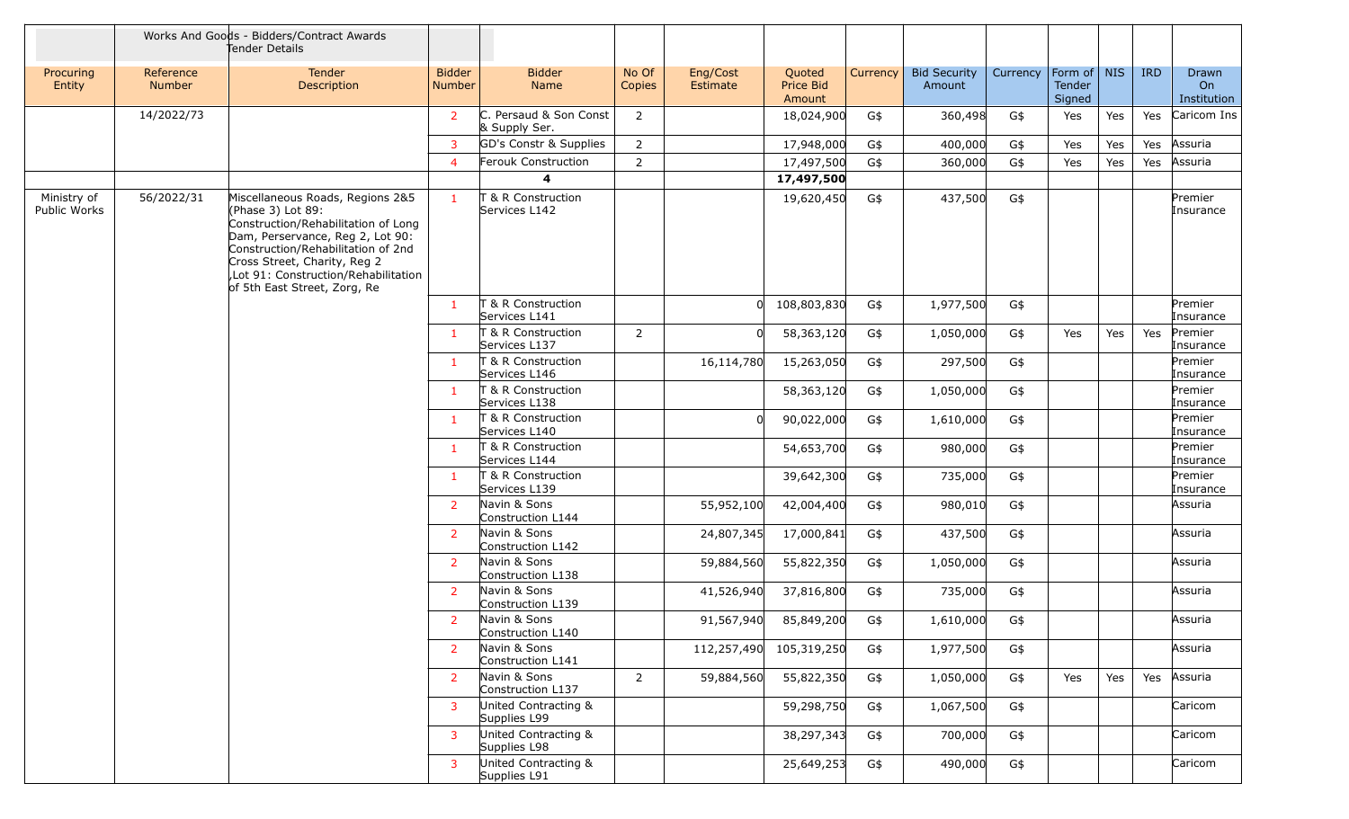Works And Goods - Bidders/Contract Awards Tender Details

| Procuring Entity | Reference Number | Tender Description | Bidder Number | Bidder Name | No Of Copies | Eng/Cost Estimate | Quoted Price Bid Amount | Currency | Bid Security Amount | Currency | Form of Tender Signed | NIS | IRD | Drawn On Institution |
|---|---|---|---|---|---|---|---|---|---|---|---|---|---|---|
| | 14/2022/73 | | 2 | C. Persaud & Son Const & Supply Ser. | 2 | | 18,024,900 | G$ | 360,498 | G$ | Yes | Yes | Yes | Caricom Ins |
| | | | 3 | GD's Constr & Supplies | 2 | | 17,948,000 | G$ | 400,000 | G$ | Yes | Yes | Yes | Assuria |
| | | | 4 | Ferouk Construction | 2 | | 17,497,500 | G$ | 360,000 | G$ | Yes | Yes | Yes | Assuria |
| | | | | **4** | | | **17,497,500** | | | | | | | |
| Ministry of Public Works | 56/2022/31 | Miscellaneous Roads, Regions 2&5 (Phase 3) Lot 89: Construction/Rehabilitation of Long Dam, Perservance, Reg 2, Lot 90: Construction/Rehabilitation of 2nd Cross Street, Charity, Reg 2 ,Lot 91: Construction/Rehabilitation of 5th East Street, Zorg, Re | 1 | T & R Construction Services L142 | | | 19,620,450 | G$ | 437,500 | G$ | | | | Premier Insurance |
| | | | 1 | T & R Construction Services L141 | | 0 | 108,803,830 | G$ | 1,977,500 | G$ | | | | Premier Insurance |
| | | | 1 | T & R Construction Services L137 | 2 | 0 | 58,363,120 | G$ | 1,050,000 | G$ | Yes | Yes | Yes | Premier Insurance |
| | | | 1 | T & R Construction Services L146 | | 16,114,780 | 15,263,050 | G$ | 297,500 | G$ | | | | Premier Insurance |
| | | | 1 | T & R Construction Services L138 | | | 58,363,120 | G$ | 1,050,000 | G$ | | | | Premier Insurance |
| | | | 1 | T & R Construction Services L140 | | 0 | 90,022,000 | G$ | 1,610,000 | G$ | | | | Premier Insurance |
| | | | 1 | T & R Construction Services L144 | | | 54,653,700 | G$ | 980,000 | G$ | | | | Premier Insurance |
| | | | 1 | T & R Construction Services L139 | | | 39,642,300 | G$ | 735,000 | G$ | | | | Premier Insurance |
| | | | 2 | Navin & Sons Construction L144 | | 55,952,100 | 42,004,400 | G$ | 980,010 | G$ | | | | Assuria |
| | | | 2 | Navin & Sons Construction L142 | | 24,807,345 | 17,000,841 | G$ | 437,500 | G$ | | | | Assuria |
| | | | 2 | Navin & Sons Construction L138 | | 59,884,560 | 55,822,350 | G$ | 1,050,000 | G$ | | | | Assuria |
| | | | 2 | Navin & Sons Construction L139 | | 41,526,940 | 37,816,800 | G$ | 735,000 | G$ | | | | Assuria |
| | | | 2 | Navin & Sons Construction L140 | | 91,567,940 | 85,849,200 | G$ | 1,610,000 | G$ | | | | Assuria |
| | | | 2 | Navin & Sons Construction L141 | | 112,257,490 | 105,319,250 | G$ | 1,977,500 | G$ | | | | Assuria |
| | | | 2 | Navin & Sons Construction L137 | 2 | 59,884,560 | 55,822,350 | G$ | 1,050,000 | G$ | Yes | Yes | Yes | Assuria |
| | | | 3 | United Contracting & Supplies L99 | | | 59,298,750 | G$ | 1,067,500 | G$ | | | | Caricom |
| | | | 3 | United Contracting & Supplies L98 | | | 38,297,343 | G$ | 700,000 | G$ | | | | Caricom |
| | | | 3 | United Contracting & Supplies L91 | | | 25,649,253 | G$ | 490,000 | G$ | | | | Caricom |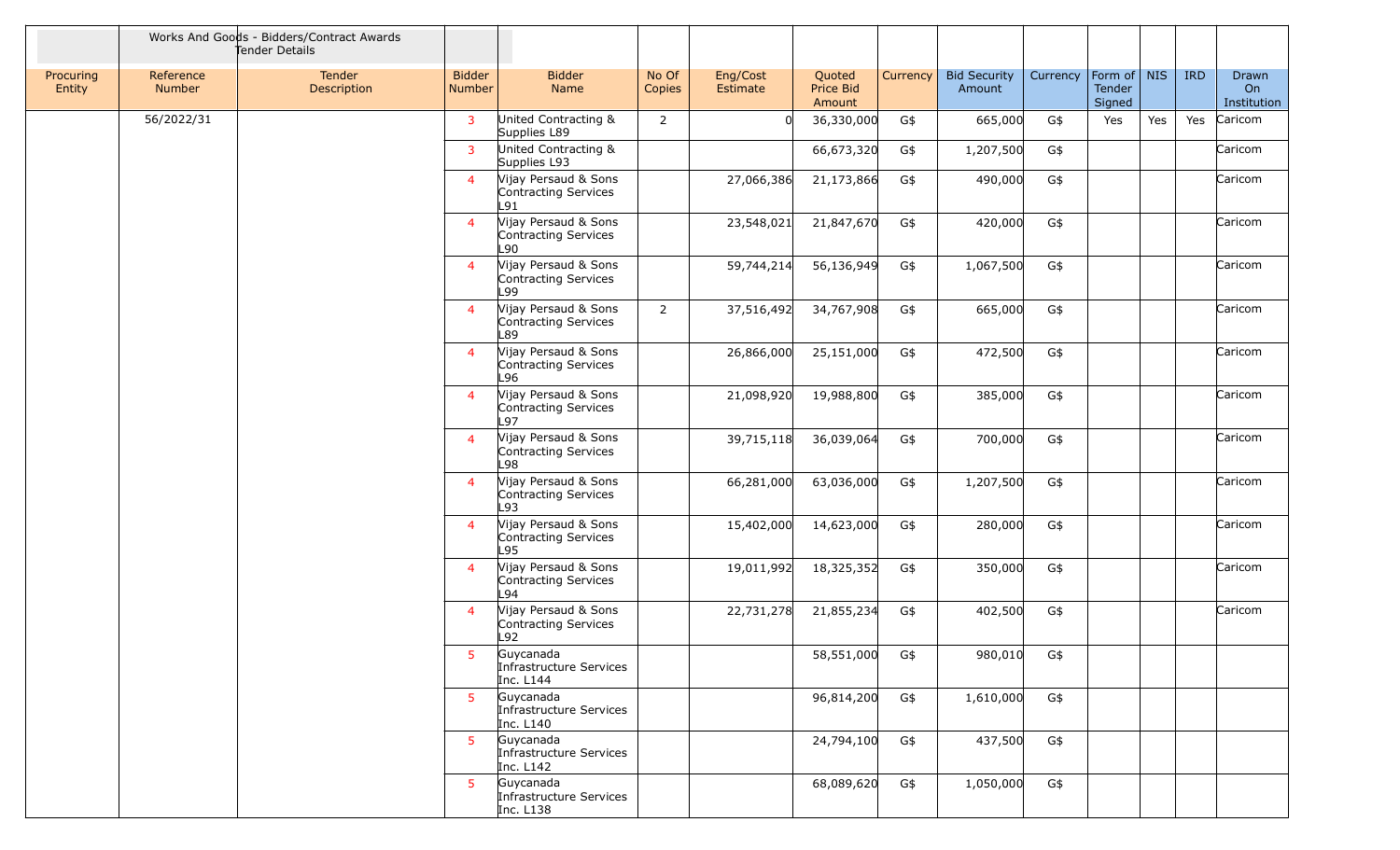| | Works And Goods - Bidders/Contract Awards Tender Details | | | | | | | | | | | | | | |
|---|---|---|---|---|---|---|---|---|---|---|---|---|---|---|---|
| Procuring Entity | Reference Number | Tender Description | Bidder Number | Bidder Name | No Of Copies | Eng/Cost Estimate | Quoted Price Bid Amount | Currency | Bid Security Amount | Currency | Form of Tender Signed | NIS | IRD | Drawn On Institution |
| | 56/2022/31 | | 3 | United Contracting & Supplies L89 | 2 | 0 | 36,330,000 | G$ | 665,000 | G$ | Yes | Yes | Yes | Caricom |
| | | | 3 | United Contracting & Supplies L93 | | | 66,673,320 | G$ | 1,207,500 | G$ | | | | Caricom |
| | | | 4 | Vijay Persaud & Sons Contracting Services L91 | | 27,066,386 | 21,173,866 | G$ | 490,000 | G$ | | | | Caricom |
| | | | 4 | Vijay Persaud & Sons Contracting Services L90 | | 23,548,021 | 21,847,670 | G$ | 420,000 | G$ | | | | Caricom |
| | | | 4 | Vijay Persaud & Sons Contracting Services L99 | | 59,744,214 | 56,136,949 | G$ | 1,067,500 | G$ | | | | Caricom |
| | | | 4 | Vijay Persaud & Sons Contracting Services L89 | 2 | 37,516,492 | 34,767,908 | G$ | 665,000 | G$ | | | | Caricom |
| | | | 4 | Vijay Persaud & Sons Contracting Services L96 | | 26,866,000 | 25,151,000 | G$ | 472,500 | G$ | | | | Caricom |
| | | | 4 | Vijay Persaud & Sons Contracting Services L97 | | 21,098,920 | 19,988,800 | G$ | 385,000 | G$ | | | | Caricom |
| | | | 4 | Vijay Persaud & Sons Contracting Services L98 | | 39,715,118 | 36,039,064 | G$ | 700,000 | G$ | | | | Caricom |
| | | | 4 | Vijay Persaud & Sons Contracting Services L93 | | 66,281,000 | 63,036,000 | G$ | 1,207,500 | G$ | | | | Caricom |
| | | | 4 | Vijay Persaud & Sons Contracting Services L95 | | 15,402,000 | 14,623,000 | G$ | 280,000 | G$ | | | | Caricom |
| | | | 4 | Vijay Persaud & Sons Contracting Services L94 | | 19,011,992 | 18,325,352 | G$ | 350,000 | G$ | | | | Caricom |
| | | | 4 | Vijay Persaud & Sons Contracting Services L92 | | 22,731,278 | 21,855,234 | G$ | 402,500 | G$ | | | | Caricom |
| | | | 5 | Guycanada Infrastructure Services Inc. L144 | | | 58,551,000 | G$ | 980,010 | G$ | | | | |
| | | | 5 | Guycanada Infrastructure Services Inc. L140 | | | 96,814,200 | G$ | 1,610,000 | G$ | | | | |
| | | | 5 | Guycanada Infrastructure Services Inc. L142 | | | 24,794,100 | G$ | 437,500 | G$ | | | | |
| | | | 5 | Guycanada Infrastructure Services Inc. L138 | | | 68,089,620 | G$ | 1,050,000 | G$ | | | | |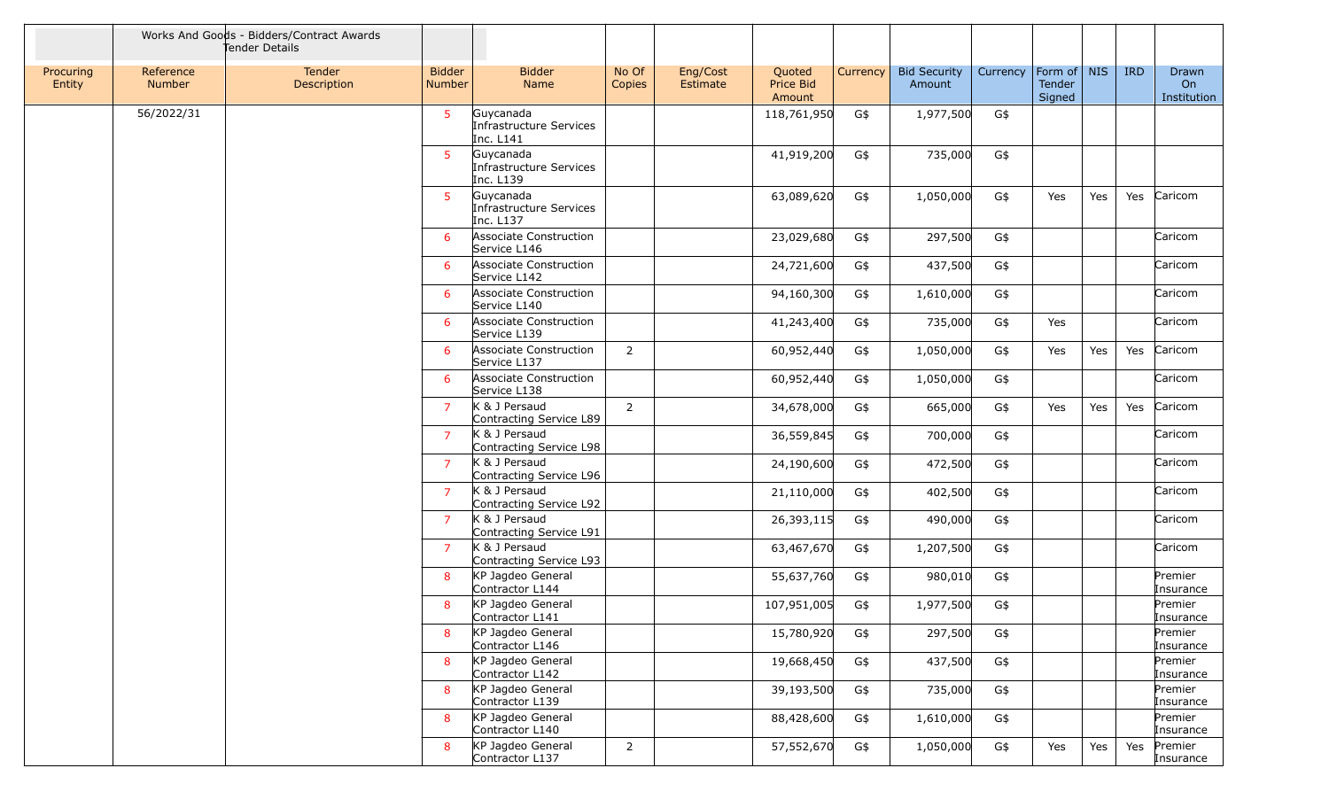| | Works And Goods - Bidders/Contract Awards Tender Details | | | | | | | | | | | | | |
|---|---|---|---|---|---|---|---|---|---|---|---|---|---|---|
| Procuring Entity | Reference Number | Tender Description | Bidder Number | Bidder Name | No Of Copies | Eng/Cost Estimate | Quoted Price Bid Amount | Currency | Bid Security Amount | Currency | Form of Tender Signed | NIS | IRD | Drawn On Institution |
| | 56/2022/31 | | 5 | Guycanada Infrastructure Services Inc. L141 | | | 118,761,950 | G$ | 1,977,500 | G$ | | | | |
| | | | 5 | Guycanada Infrastructure Services Inc. L139 | | | 41,919,200 | G$ | 735,000 | G$ | | | | |
| | | | 5 | Guycanada Infrastructure Services Inc. L137 | | | 63,089,620 | G$ | 1,050,000 | G$ | Yes | Yes | Yes | Caricom |
| | | | 6 | Associate Construction Service L146 | | | 23,029,680 | G$ | 297,500 | G$ | | | | Caricom |
| | | | 6 | Associate Construction Service L142 | | | 24,721,600 | G$ | 437,500 | G$ | | | | Caricom |
| | | | 6 | Associate Construction Service L140 | | | 94,160,300 | G$ | 1,610,000 | G$ | | | | Caricom |
| | | | 6 | Associate Construction Service L139 | | | 41,243,400 | G$ | 735,000 | G$ | Yes | | | Caricom |
| | | | 6 | Associate Construction Service L137 | 2 | | 60,952,440 | G$ | 1,050,000 | G$ | Yes | Yes | Yes | Caricom |
| | | | 6 | Associate Construction Service L138 | | | 60,952,440 | G$ | 1,050,000 | G$ | | | | Caricom |
| | | | 7 | K & J Persaud Contracting Service L89 | 2 | | 34,678,000 | G$ | 665,000 | G$ | Yes | Yes | Yes | Caricom |
| | | | 7 | K & J Persaud Contracting Service L98 | | | 36,559,845 | G$ | 700,000 | G$ | | | | Caricom |
| | | | 7 | K & J Persaud Contracting Service L96 | | | 24,190,600 | G$ | 472,500 | G$ | | | | Caricom |
| | | | 7 | K & J Persaud Contracting Service L92 | | | 21,110,000 | G$ | 402,500 | G$ | | | | Caricom |
| | | | 7 | K & J Persaud Contracting Service L91 | | | 26,393,115 | G$ | 490,000 | G$ | | | | Caricom |
| | | | 7 | K & J Persaud Contracting Service L93 | | | 63,467,670 | G$ | 1,207,500 | G$ | | | | Caricom |
| | | | 8 | KP Jagdeo General Contractor L144 | | | 55,637,760 | G$ | 980,010 | G$ | | | | Premier Insurance |
| | | | 8 | KP Jagdeo General Contractor L141 | | | 107,951,005 | G$ | 1,977,500 | G$ | | | | Premier Insurance |
| | | | 8 | KP Jagdeo General Contractor L146 | | | 15,780,920 | G$ | 297,500 | G$ | | | | Premier Insurance |
| | | | 8 | KP Jagdeo General Contractor L142 | | | 19,668,450 | G$ | 437,500 | G$ | | | | Premier Insurance |
| | | | 8 | KP Jagdeo General Contractor L139 | | | 39,193,500 | G$ | 735,000 | G$ | | | | Premier Insurance |
| | | | 8 | KP Jagdeo General Contractor L140 | | | 88,428,600 | G$ | 1,610,000 | G$ | | | | Premier Insurance |
| | | | 8 | KP Jagdeo General Contractor L137 | 2 | | 57,552,670 | G$ | 1,050,000 | G$ | Yes | Yes | Yes | Premier Insurance |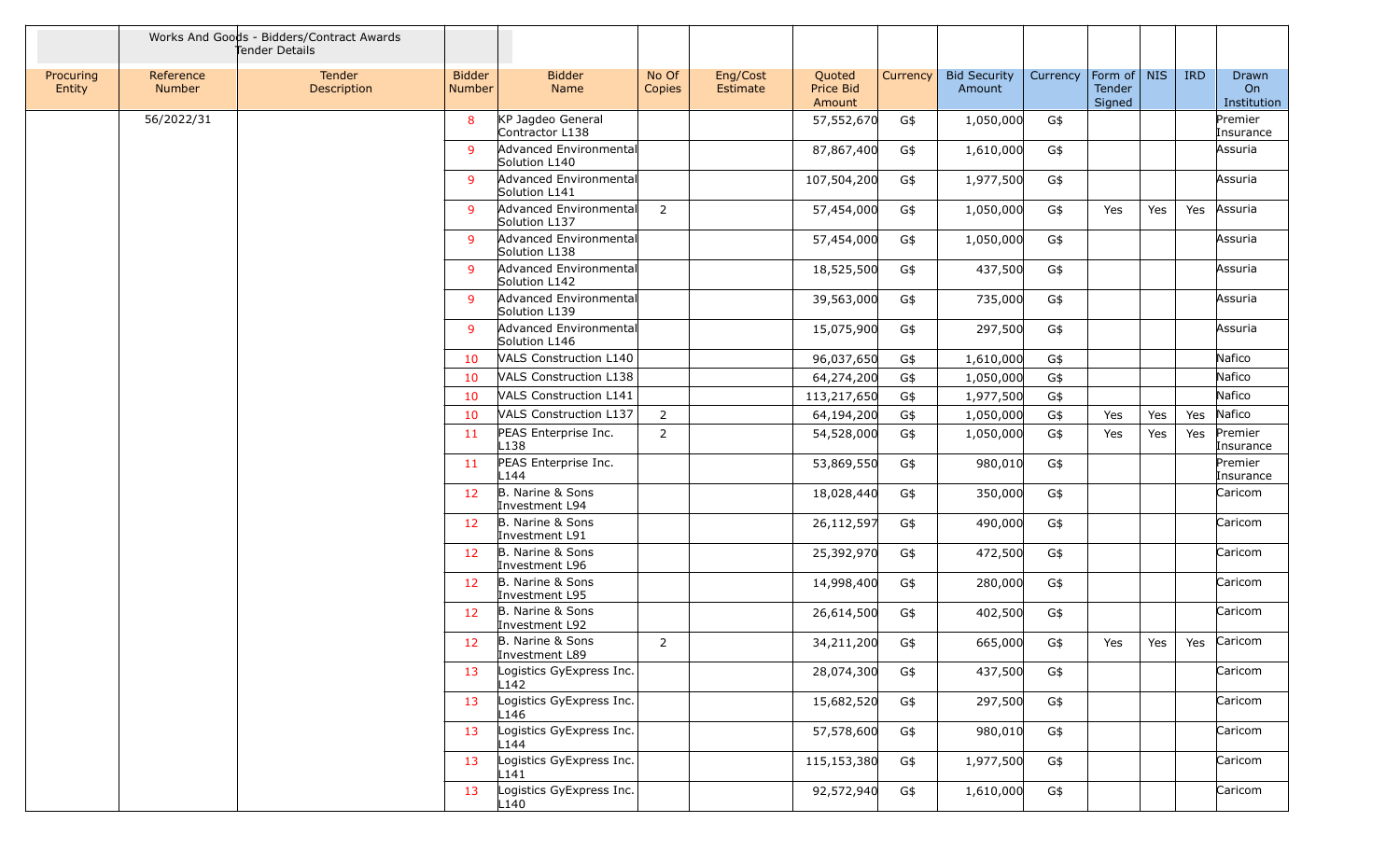| | Works And Goods - Bidders/Contract Awards Tender Details | | | | | | | | | | | | | | |
|---|---|---|---|---|---|---|---|---|---|---|---|---|---|---|---|
| Procuring Entity | Reference Number | Tender Description | Bidder Number | Bidder Name | No Of Copies | Eng/Cost Estimate | Quoted Price Bid Amount | Currency | Bid Security Amount | Currency | Form of Tender Signed | NIS | IRD | Drawn On Institution |
| | 56/2022/31 | | 8 | KP Jagdeo General Contractor L138 | | | 57,552,670 | G$ | 1,050,000 | G$ | | | | Premier Insurance |
| | | | 9 | Advanced Environmental Solution L140 | | | 87,867,400 | G$ | 1,610,000 | G$ | | | | Assuria |
| | | | 9 | Advanced Environmental Solution L141 | | | 107,504,200 | G$ | 1,977,500 | G$ | | | | Assuria |
| | | | 9 | Advanced Environmental Solution L137 | 2 | | 57,454,000 | G$ | 1,050,000 | G$ | Yes | Yes | Yes | Assuria |
| | | | 9 | Advanced Environmental Solution L138 | | | 57,454,000 | G$ | 1,050,000 | G$ | | | | Assuria |
| | | | 9 | Advanced Environmental Solution L142 | | | 18,525,500 | G$ | 437,500 | G$ | | | | Assuria |
| | | | 9 | Advanced Environmental Solution L139 | | | 39,563,000 | G$ | 735,000 | G$ | | | | Assuria |
| | | | 9 | Advanced Environmental Solution L146 | | | 15,075,900 | G$ | 297,500 | G$ | | | | Assuria |
| | | | 10 | VALS Construction L140 | | | 96,037,650 | G$ | 1,610,000 | G$ | | | | Nafico |
| | | | 10 | VALS Construction L138 | | | 64,274,200 | G$ | 1,050,000 | G$ | | | | Nafico |
| | | | 10 | VALS Construction L141 | | | 113,217,650 | G$ | 1,977,500 | G$ | | | | Nafico |
| | | | 10 | VALS Construction L137 | 2 | | 64,194,200 | G$ | 1,050,000 | G$ | Yes | Yes | Yes | Nafico |
| | | | 11 | PEAS Enterprise Inc. L138 | 2 | | 54,528,000 | G$ | 1,050,000 | G$ | Yes | Yes | Yes | Premier Insurance |
| | | | 11 | PEAS Enterprise Inc. L144 | | | 53,869,550 | G$ | 980,010 | G$ | | | | Premier Insurance |
| | | | 12 | B. Narine & Sons Investment L94 | | | 18,028,440 | G$ | 350,000 | G$ | | | | Caricom |
| | | | 12 | B. Narine & Sons Investment L91 | | | 26,112,597 | G$ | 490,000 | G$ | | | | Caricom |
| | | | 12 | B. Narine & Sons Investment L96 | | | 25,392,970 | G$ | 472,500 | G$ | | | | Caricom |
| | | | 12 | B. Narine & Sons Investment L95 | | | 14,998,400 | G$ | 280,000 | G$ | | | | Caricom |
| | | | 12 | B. Narine & Sons Investment L92 | | | 26,614,500 | G$ | 402,500 | G$ | | | | Caricom |
| | | | 12 | B. Narine & Sons Investment L89 | 2 | | 34,211,200 | G$ | 665,000 | G$ | Yes | Yes | Yes | Caricom |
| | | | 13 | Logistics GyExpress Inc. L142 | | | 28,074,300 | G$ | 437,500 | G$ | | | | Caricom |
| | | | 13 | Logistics GyExpress Inc. L146 | | | 15,682,520 | G$ | 297,500 | G$ | | | | Caricom |
| | | | 13 | Logistics GyExpress Inc. L144 | | | 57,578,600 | G$ | 980,010 | G$ | | | | Caricom |
| | | | 13 | Logistics GyExpress Inc. L141 | | | 115,153,380 | G$ | 1,977,500 | G$ | | | | Caricom |
| | | | 13 | Logistics GyExpress Inc. L140 | | | 92,572,940 | G$ | 1,610,000 | G$ | | | | Caricom |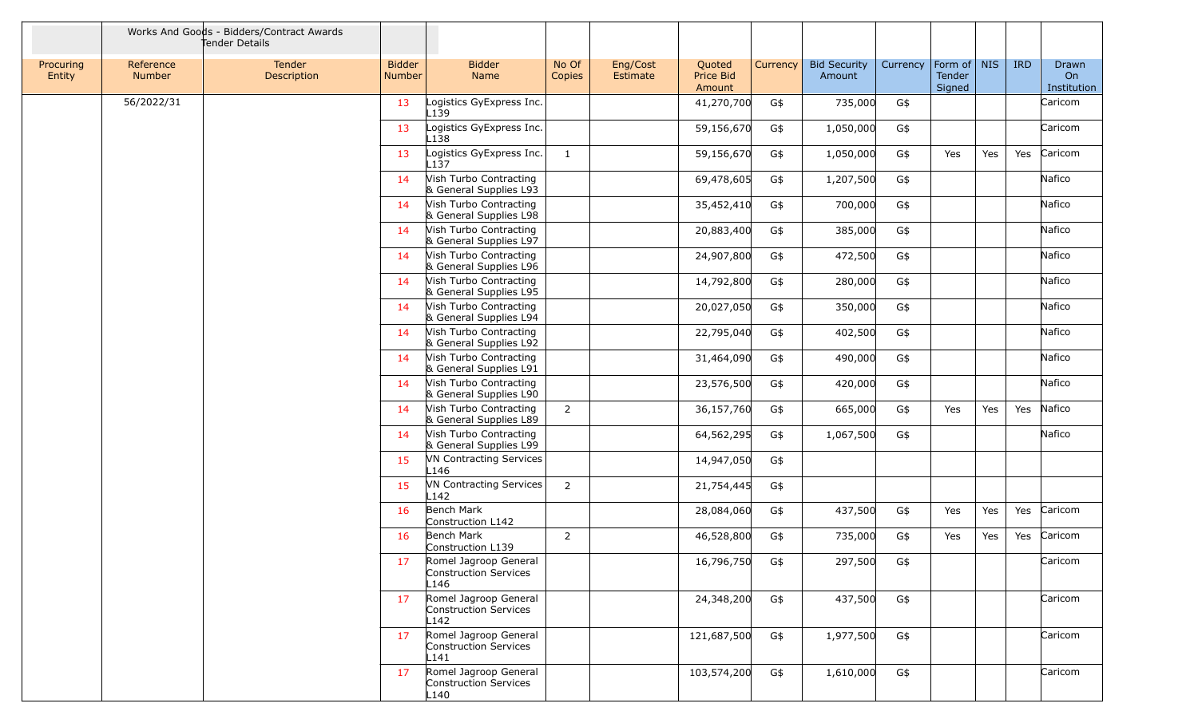Works And Goods - Bidders/Contract Awards Tender Details

| Procuring Entity | Reference Number | Tender Description | Bidder Number | Bidder Name | No Of Copies | Eng/Cost Estimate | Quoted Price Bid Amount | Currency | Bid Security Amount | Currency | Form of Tender Signed | NIS | IRD | Drawn On Institution |
|---|---|---|---|---|---|---|---|---|---|---|---|---|---|---|
| | 56/2022/31 | | 13 | Logistics GyExpress Inc. L139 | | | 41,270,700 | G$ | 735,000 | G$ | | | | Caricom |
| | | | 13 | Logistics GyExpress Inc. L138 | | | 59,156,670 | G$ | 1,050,000 | G$ | | | | Caricom |
| | | | 13 | Logistics GyExpress Inc. L137 | 1 | | 59,156,670 | G$ | 1,050,000 | G$ | Yes | Yes | Yes | Caricom |
| | | | 14 | Vish Turbo Contracting & General Supplies L93 | | | 69,478,605 | G$ | 1,207,500 | G$ | | | | Nafico |
| | | | 14 | Vish Turbo Contracting & General Supplies L98 | | | 35,452,410 | G$ | 700,000 | G$ | | | | Nafico |
| | | | 14 | Vish Turbo Contracting & General Supplies L97 | | | 20,883,400 | G$ | 385,000 | G$ | | | | Nafico |
| | | | 14 | Vish Turbo Contracting & General Supplies L96 | | | 24,907,800 | G$ | 472,500 | G$ | | | | Nafico |
| | | | 14 | Vish Turbo Contracting & General Supplies L95 | | | 14,792,800 | G$ | 280,000 | G$ | | | | Nafico |
| | | | 14 | Vish Turbo Contracting & General Supplies L94 | | | 20,027,050 | G$ | 350,000 | G$ | | | | Nafico |
| | | | 14 | Vish Turbo Contracting & General Supplies L92 | | | 22,795,040 | G$ | 402,500 | G$ | | | | Nafico |
| | | | 14 | Vish Turbo Contracting & General Supplies L91 | | | 31,464,090 | G$ | 490,000 | G$ | | | | Nafico |
| | | | 14 | Vish Turbo Contracting & General Supplies L90 | | | 23,576,500 | G$ | 420,000 | G$ | | | | Nafico |
| | | | 14 | Vish Turbo Contracting & General Supplies L89 | 2 | | 36,157,760 | G$ | 665,000 | G$ | Yes | Yes | Yes | Nafico |
| | | | 14 | Vish Turbo Contracting & General Supplies L99 | | | 64,562,295 | G$ | 1,067,500 | G$ | | | | Nafico |
| | | | 15 | VN Contracting Services L146 | | | 14,947,050 | G$ | | | | | | |
| | | | 15 | VN Contracting Services L142 | 2 | | 21,754,445 | G$ | | | | | | |
| | | | 16 | Bench Mark Construction L142 | | | 28,084,060 | G$ | 437,500 | G$ | Yes | Yes | Yes | Caricom |
| | | | 16 | Bench Mark Construction L139 | 2 | | 46,528,800 | G$ | 735,000 | G$ | Yes | Yes | Yes | Caricom |
| | | | 17 | Romel Jagroop General Construction Services L146 | | | 16,796,750 | G$ | 297,500 | G$ | | | | Caricom |
| | | | 17 | Romel Jagroop General Construction Services L142 | | | 24,348,200 | G$ | 437,500 | G$ | | | | Caricom |
| | | | 17 | Romel Jagroop General Construction Services L141 | | | 121,687,500 | G$ | 1,977,500 | G$ | | | | Caricom |
| | | | 17 | Romel Jagroop General Construction Services L140 | | | 103,574,200 | G$ | 1,610,000 | G$ | | | | Caricom |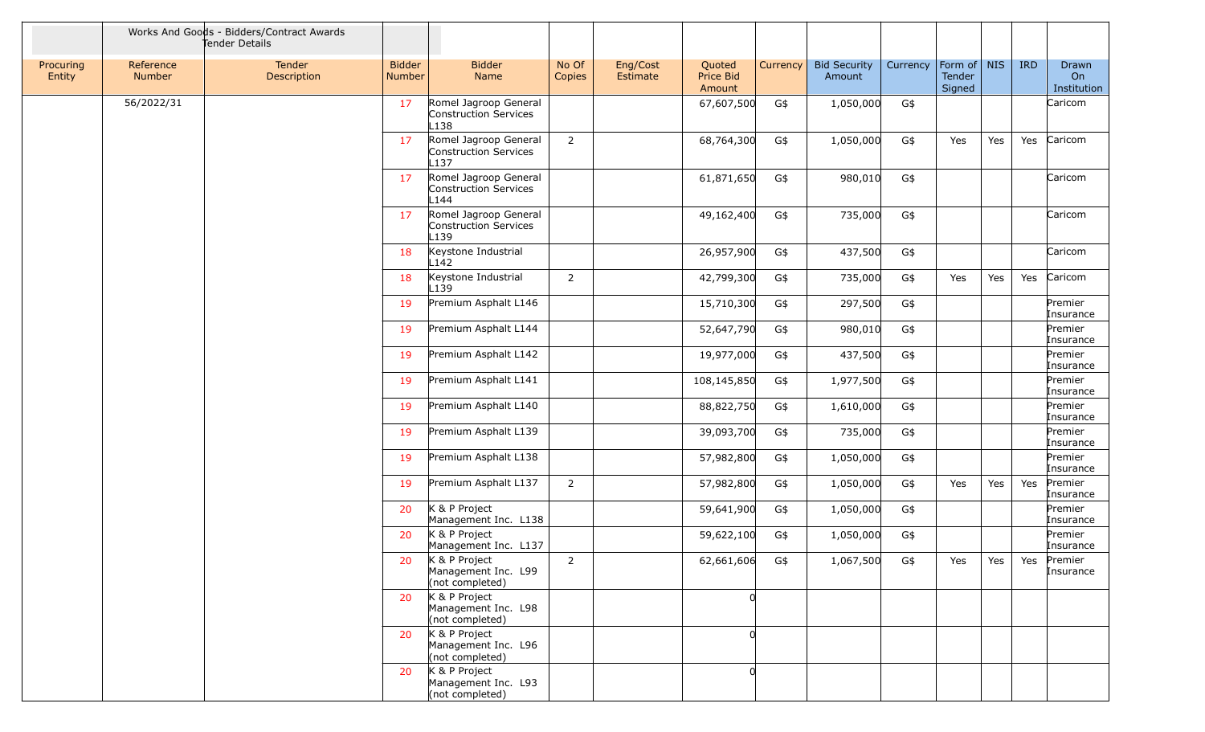Works And Goods - Bidders/Contract Awards
Tender Details

| Procuring Entity | Reference Number | Tender Description | Bidder Number | Bidder Name | No Of Copies | Eng/Cost Estimate | Quoted Price Bid Amount | Currency | Bid Security Amount | Currency | Form of Tender Signed | NIS | IRD | Drawn On Institution |
|---|---|---|---|---|---|---|---|---|---|---|---|---|---|---|
| | 56/2022/31 | | 17 | Romel Jagroop General Construction Services L138 | | | 67,607,500 | G$ | 1,050,000 | G$ | | | | Caricom |
| | | | 17 | Romel Jagroop General Construction Services L137 | 2 | | 68,764,300 | G$ | 1,050,000 | G$ | Yes | Yes | Yes | Caricom |
| | | | 17 | Romel Jagroop General Construction Services L144 | | | 61,871,650 | G$ | 980,010 | G$ | | | | Caricom |
| | | | 17 | Romel Jagroop General Construction Services L139 | | | 49,162,400 | G$ | 735,000 | G$ | | | | Caricom |
| | | | 18 | Keystone Industrial L142 | | | 26,957,900 | G$ | 437,500 | G$ | | | | Caricom |
| | | | 18 | Keystone Industrial L139 | 2 | | 42,799,300 | G$ | 735,000 | G$ | Yes | Yes | Yes | Caricom |
| | | | 19 | Premium Asphalt L146 | | | 15,710,300 | G$ | 297,500 | G$ | | | | Premier Insurance |
| | | | 19 | Premium Asphalt L144 | | | 52,647,790 | G$ | 980,010 | G$ | | | | Premier Insurance |
| | | | 19 | Premium Asphalt L142 | | | 19,977,000 | G$ | 437,500 | G$ | | | | Premier Insurance |
| | | | 19 | Premium Asphalt L141 | | | 108,145,850 | G$ | 1,977,500 | G$ | | | | Premier Insurance |
| | | | 19 | Premium Asphalt L140 | | | 88,822,750 | G$ | 1,610,000 | G$ | | | | Premier Insurance |
| | | | 19 | Premium Asphalt L139 | | | 39,093,700 | G$ | 735,000 | G$ | | | | Premier Insurance |
| | | | 19 | Premium Asphalt L138 | | | 57,982,800 | G$ | 1,050,000 | G$ | | | | Premier Insurance |
| | | | 19 | Premium Asphalt L137 | 2 | | 57,982,800 | G$ | 1,050,000 | G$ | Yes | Yes | Yes | Premier Insurance |
| | | | 20 | K & P Project Management Inc. L138 | | | 59,641,900 | G$ | 1,050,000 | G$ | | | | Premier Insurance |
| | | | 20 | K & P Project Management Inc. L137 | | | 59,622,100 | G$ | 1,050,000 | G$ | | | | Premier Insurance |
| | | | 20 | K & P Project Management Inc. L99 (not completed) | 2 | | 62,661,606 | G$ | 1,067,500 | G$ | Yes | Yes | Yes | Premier Insurance |
| | | | 20 | K & P Project Management Inc. L98 (not completed) | | | 0 | | | | | | | |
| | | | 20 | K & P Project Management Inc. L96 (not completed) | | | 0 | | | | | | | |
| | | | 20 | K & P Project Management Inc. L93 (not completed) | | | 0 | | | | | | | |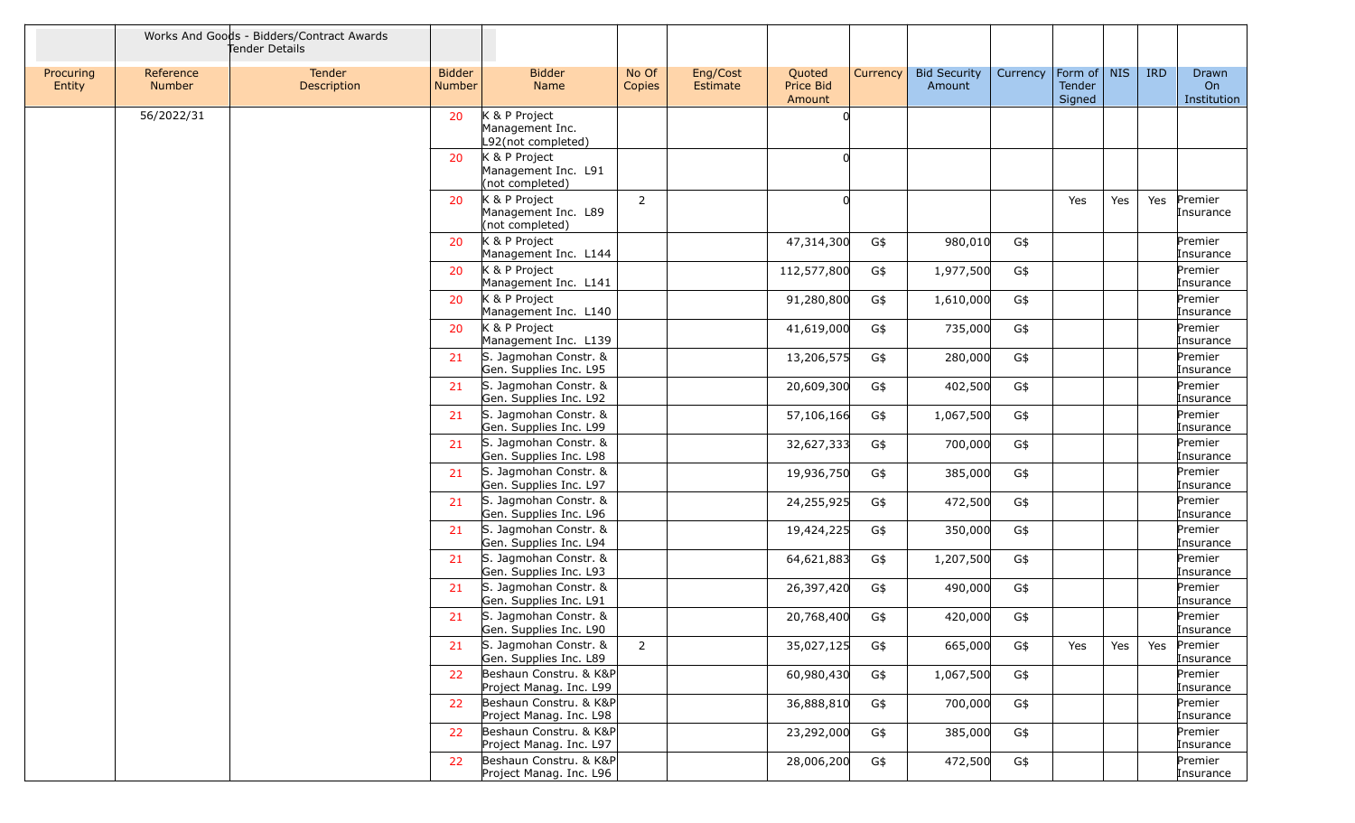| | Works And Goods - Bidders/Contract Awards Tender Details | | | | | | | | | | | | | |
|---|---|---|---|---|---|---|---|---|---|---|---|---|---|---|
| Procuring Entity | Reference Number | Tender Description | Bidder Number | Bidder Name | No Of Copies | Eng/Cost Estimate | Quoted Price Bid Amount | Currency | Bid Security Amount | Currency | Form of Tender Signed | NIS | IRD | Drawn On Institution |
| | 56/2022/31 | | 20 | K & P Project Management Inc. L92(not completed) | | | 0 | | | | | | | |
| | | | 20 | K & P Project Management Inc. L91 (not completed) | | | 0 | | | | | | | |
| | | | 20 | K & P Project Management Inc. L89 (not completed) | 2 | | 0 | | | | Yes | Yes | Yes | Premier Insurance |
| | | | 20 | K & P Project Management Inc. L144 | | | 47,314,300 | G$ | 980,010 | G$ | | | | Premier Insurance |
| | | | 20 | K & P Project Management Inc. L141 | | | 112,577,800 | G$ | 1,977,500 | G$ | | | | Premier Insurance |
| | | | 20 | K & P Project Management Inc. L140 | | | 91,280,800 | G$ | 1,610,000 | G$ | | | | Premier Insurance |
| | | | 20 | K & P Project Management Inc. L139 | | | 41,619,000 | G$ | 735,000 | G$ | | | | Premier Insurance |
| | | | 21 | S. Jagmohan Constr. & Gen. Supplies Inc. L95 | | | 13,206,575 | G$ | 280,000 | G$ | | | | Premier Insurance |
| | | | 21 | S. Jagmohan Constr. & Gen. Supplies Inc. L92 | | | 20,609,300 | G$ | 402,500 | G$ | | | | Premier Insurance |
| | | | 21 | S. Jagmohan Constr. & Gen. Supplies Inc. L99 | | | 57,106,166 | G$ | 1,067,500 | G$ | | | | Premier Insurance |
| | | | 21 | S. Jagmohan Constr. & Gen. Supplies Inc. L98 | | | 32,627,333 | G$ | 700,000 | G$ | | | | Premier Insurance |
| | | | 21 | S. Jagmohan Constr. & Gen. Supplies Inc. L97 | | | 19,936,750 | G$ | 385,000 | G$ | | | | Premier Insurance |
| | | | 21 | S. Jagmohan Constr. & Gen. Supplies Inc. L96 | | | 24,255,925 | G$ | 472,500 | G$ | | | | Premier Insurance |
| | | | 21 | S. Jagmohan Constr. & Gen. Supplies Inc. L94 | | | 19,424,225 | G$ | 350,000 | G$ | | | | Premier Insurance |
| | | | 21 | S. Jagmohan Constr. & Gen. Supplies Inc. L93 | | | 64,621,883 | G$ | 1,207,500 | G$ | | | | Premier Insurance |
| | | | 21 | S. Jagmohan Constr. & Gen. Supplies Inc. L91 | | | 26,397,420 | G$ | 490,000 | G$ | | | | Premier Insurance |
| | | | 21 | S. Jagmohan Constr. & Gen. Supplies Inc. L90 | | | 20,768,400 | G$ | 420,000 | G$ | | | | Premier Insurance |
| | | | 21 | S. Jagmohan Constr. & Gen. Supplies Inc. L89 | 2 | | 35,027,125 | G$ | 665,000 | G$ | Yes | Yes | Yes | Premier Insurance |
| | | | 22 | Beshaun Constru. & K&P Project Manag. Inc. L99 | | | 60,980,430 | G$ | 1,067,500 | G$ | | | | Premier Insurance |
| | | | 22 | Beshaun Constru. & K&P Project Manag. Inc. L98 | | | 36,888,810 | G$ | 700,000 | G$ | | | | Premier Insurance |
| | | | 22 | Beshaun Constru. & K&P Project Manag. Inc. L97 | | | 23,292,000 | G$ | 385,000 | G$ | | | | Premier Insurance |
| | | | 22 | Beshaun Constru. & K&P Project Manag. Inc. L96 | | | 28,006,200 | G$ | 472,500 | G$ | | | | Premier Insurance |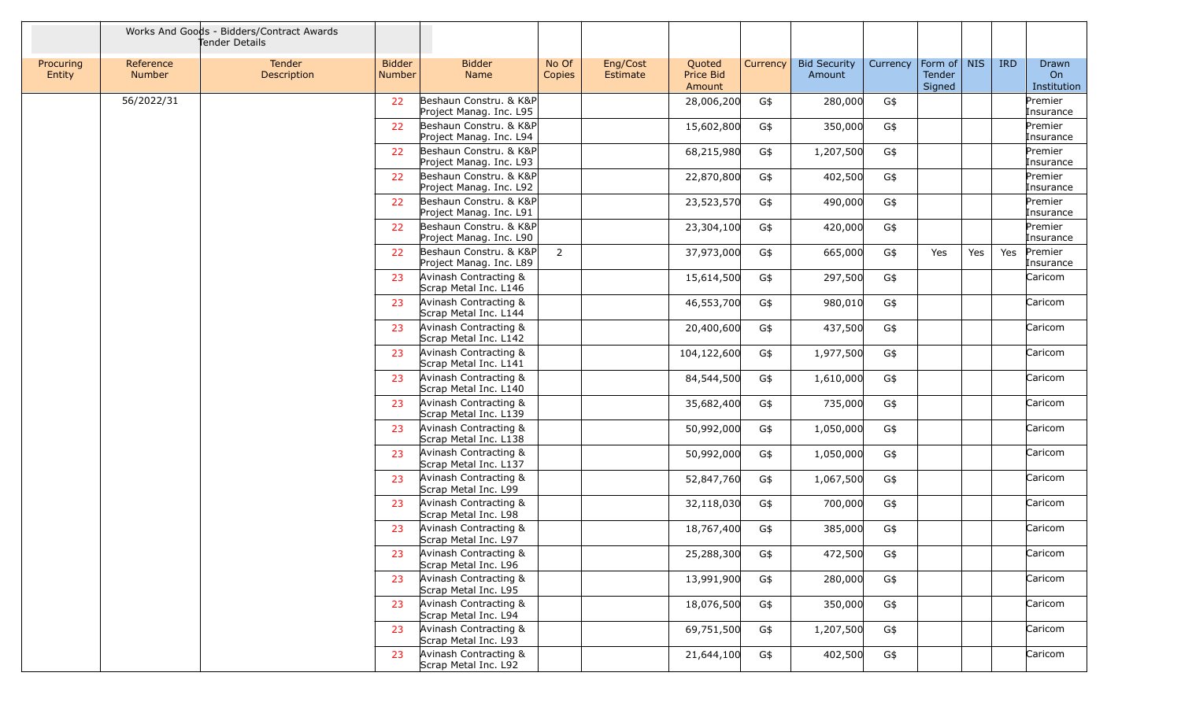| | Works And Goods - Bidders/Contract Awards Tender Details | | | | | | | | | | | | | | |
|---|---|---|---|---|---|---|---|---|---|---|---|---|---|---|---|
| Procuring Entity | Reference Number | Tender Description | Bidder Number | Bidder Name | No Of Copies | Eng/Cost Estimate | Quoted Price Bid Amount | Currency | Bid Security Amount | Currency | Form of Tender Signed | NIS | IRD | Drawn On Institution |
| | 56/2022/31 | | 22 | Beshaun Constru. & K&P Project Manag. Inc. L95 | | | 28,006,200 | G$ | 280,000 | G$ | | | | Premier Insurance |
| | | | 22 | Beshaun Constru. & K&P Project Manag. Inc. L94 | | | 15,602,800 | G$ | 350,000 | G$ | | | | Premier Insurance |
| | | | 22 | Beshaun Constru. & K&P Project Manag. Inc. L93 | | | 68,215,980 | G$ | 1,207,500 | G$ | | | | Premier Insurance |
| | | | 22 | Beshaun Constru. & K&P Project Manag. Inc. L92 | | | 22,870,800 | G$ | 402,500 | G$ | | | | Premier Insurance |
| | | | 22 | Beshaun Constru. & K&P Project Manag. Inc. L91 | | | 23,523,570 | G$ | 490,000 | G$ | | | | Premier Insurance |
| | | | 22 | Beshaun Constru. & K&P Project Manag. Inc. L90 | | | 23,304,100 | G$ | 420,000 | G$ | | | | Premier Insurance |
| | | | 22 | Beshaun Constru. & K&P Project Manag. Inc. L89 | 2 | | 37,973,000 | G$ | 665,000 | G$ | Yes | Yes | Yes | Premier Insurance |
| | | | 23 | Avinash Contracting & Scrap Metal Inc. L146 | | | 15,614,500 | G$ | 297,500 | G$ | | | | Caricom |
| | | | 23 | Avinash Contracting & Scrap Metal Inc. L144 | | | 46,553,700 | G$ | 980,010 | G$ | | | | Caricom |
| | | | 23 | Avinash Contracting & Scrap Metal Inc. L142 | | | 20,400,600 | G$ | 437,500 | G$ | | | | Caricom |
| | | | 23 | Avinash Contracting & Scrap Metal Inc. L141 | | | 104,122,600 | G$ | 1,977,500 | G$ | | | | Caricom |
| | | | 23 | Avinash Contracting & Scrap Metal Inc. L140 | | | 84,544,500 | G$ | 1,610,000 | G$ | | | | Caricom |
| | | | 23 | Avinash Contracting & Scrap Metal Inc. L139 | | | 35,682,400 | G$ | 735,000 | G$ | | | | Caricom |
| | | | 23 | Avinash Contracting & Scrap Metal Inc. L138 | | | 50,992,000 | G$ | 1,050,000 | G$ | | | | Caricom |
| | | | 23 | Avinash Contracting & Scrap Metal Inc. L137 | | | 50,992,000 | G$ | 1,050,000 | G$ | | | | Caricom |
| | | | 23 | Avinash Contracting & Scrap Metal Inc. L99 | | | 52,847,760 | G$ | 1,067,500 | G$ | | | | Caricom |
| | | | 23 | Avinash Contracting & Scrap Metal Inc. L98 | | | 32,118,030 | G$ | 700,000 | G$ | | | | Caricom |
| | | | 23 | Avinash Contracting & Scrap Metal Inc. L97 | | | 18,767,400 | G$ | 385,000 | G$ | | | | Caricom |
| | | | 23 | Avinash Contracting & Scrap Metal Inc. L96 | | | 25,288,300 | G$ | 472,500 | G$ | | | | Caricom |
| | | | 23 | Avinash Contracting & Scrap Metal Inc. L95 | | | 13,991,900 | G$ | 280,000 | G$ | | | | Caricom |
| | | | 23 | Avinash Contracting & Scrap Metal Inc. L94 | | | 18,076,500 | G$ | 350,000 | G$ | | | | Caricom |
| | | | 23 | Avinash Contracting & Scrap Metal Inc. L93 | | | 69,751,500 | G$ | 1,207,500 | G$ | | | | Caricom |
| | | | 23 | Avinash Contracting & Scrap Metal Inc. L92 | | | 21,644,100 | G$ | 402,500 | G$ | | | | Caricom |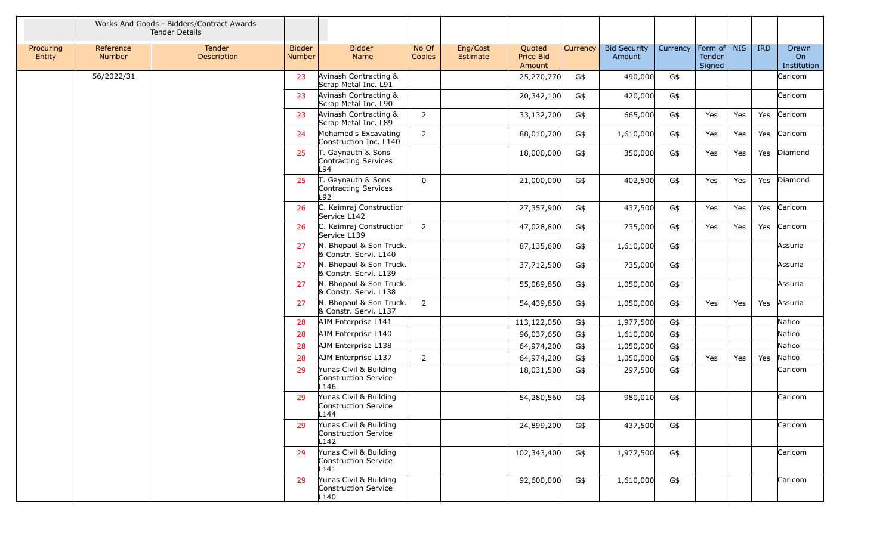| | Works And Goods - Bidders/Contract Awards Tender Details | | | | | | | | | | | | | |
|---|---|---|---|---|---|---|---|---|---|---|---|---|---|---|
| Procuring Entity | Reference Number | Tender Description | Bidder Number | Bidder Name | No Of Copies | Eng/Cost Estimate | Quoted Price Bid Amount | Currency | Bid Security Amount | Currency | Form of Tender Signed | NIS | IRD | Drawn On Institution |
| | 56/2022/31 | | 23 | Avinash Contracting & Scrap Metal Inc. L91 | | | 25,270,770 | G$ | 490,000 | G$ | | | | Caricom |
| | | | 23 | Avinash Contracting & Scrap Metal Inc. L90 | | | 20,342,100 | G$ | 420,000 | G$ | | | | Caricom |
| | | | 23 | Avinash Contracting & Scrap Metal Inc. L89 | 2 | | 33,132,700 | G$ | 665,000 | G$ | Yes | Yes | Yes | Caricom |
| | | | 24 | Mohamed's Excavating Construction Inc. L140 | 2 | | 88,010,700 | G$ | 1,610,000 | G$ | Yes | Yes | Yes | Caricom |
| | | | 25 | T. Gaynauth & Sons Contracting Services L94 | | | 18,000,000 | G$ | 350,000 | G$ | Yes | Yes | Yes | Diamond |
| | | | 25 | T. Gaynauth & Sons Contracting Services L92 | 0 | | 21,000,000 | G$ | 402,500 | G$ | Yes | Yes | Yes | Diamond |
| | | | 26 | C. Kaimraj Construction Service L142 | | | 27,357,900 | G$ | 437,500 | G$ | Yes | Yes | Yes | Caricom |
| | | | 26 | C. Kaimraj Construction Service L139 | 2 | | 47,028,800 | G$ | 735,000 | G$ | Yes | Yes | Yes | Caricom |
| | | | 27 | N. Bhopaul & Son Truck. & Constr. Servi. L140 | | | 87,135,600 | G$ | 1,610,000 | G$ | | | | Assuria |
| | | | 27 | N. Bhopaul & Son Truck. & Constr. Servi. L139 | | | 37,712,500 | G$ | 735,000 | G$ | | | | Assuria |
| | | | 27 | N. Bhopaul & Son Truck. & Constr. Servi. L138 | | | 55,089,850 | G$ | 1,050,000 | G$ | | | | Assuria |
| | | | 27 | N. Bhopaul & Son Truck. & Constr. Servi. L137 | 2 | | 54,439,850 | G$ | 1,050,000 | G$ | Yes | Yes | Yes | Assuria |
| | | | 28 | AJM Enterprise L141 | | | 113,122,050 | G$ | 1,977,500 | G$ | | | | Nafico |
| | | | 28 | AJM Enterprise L140 | | | 96,037,650 | G$ | 1,610,000 | G$ | | | | Nafico |
| | | | 28 | AJM Enterprise L138 | | | 64,974,200 | G$ | 1,050,000 | G$ | | | | Nafico |
| | | | 28 | AJM Enterprise L137 | 2 | | 64,974,200 | G$ | 1,050,000 | G$ | Yes | Yes | Yes | Nafico |
| | | | 29 | Yunas Civil & Building Construction Service L146 | | | 18,031,500 | G$ | 297,500 | G$ | | | | Caricom |
| | | | 29 | Yunas Civil & Building Construction Service L144 | | | 54,280,560 | G$ | 980,010 | G$ | | | | Caricom |
| | | | 29 | Yunas Civil & Building Construction Service L142 | | | 24,899,200 | G$ | 437,500 | G$ | | | | Caricom |
| | | | 29 | Yunas Civil & Building Construction Service L141 | | | 102,343,400 | G$ | 1,977,500 | G$ | | | | Caricom |
| | | | 29 | Yunas Civil & Building Construction Service L140 | | | 92,600,000 | G$ | 1,610,000 | G$ | | | | Caricom |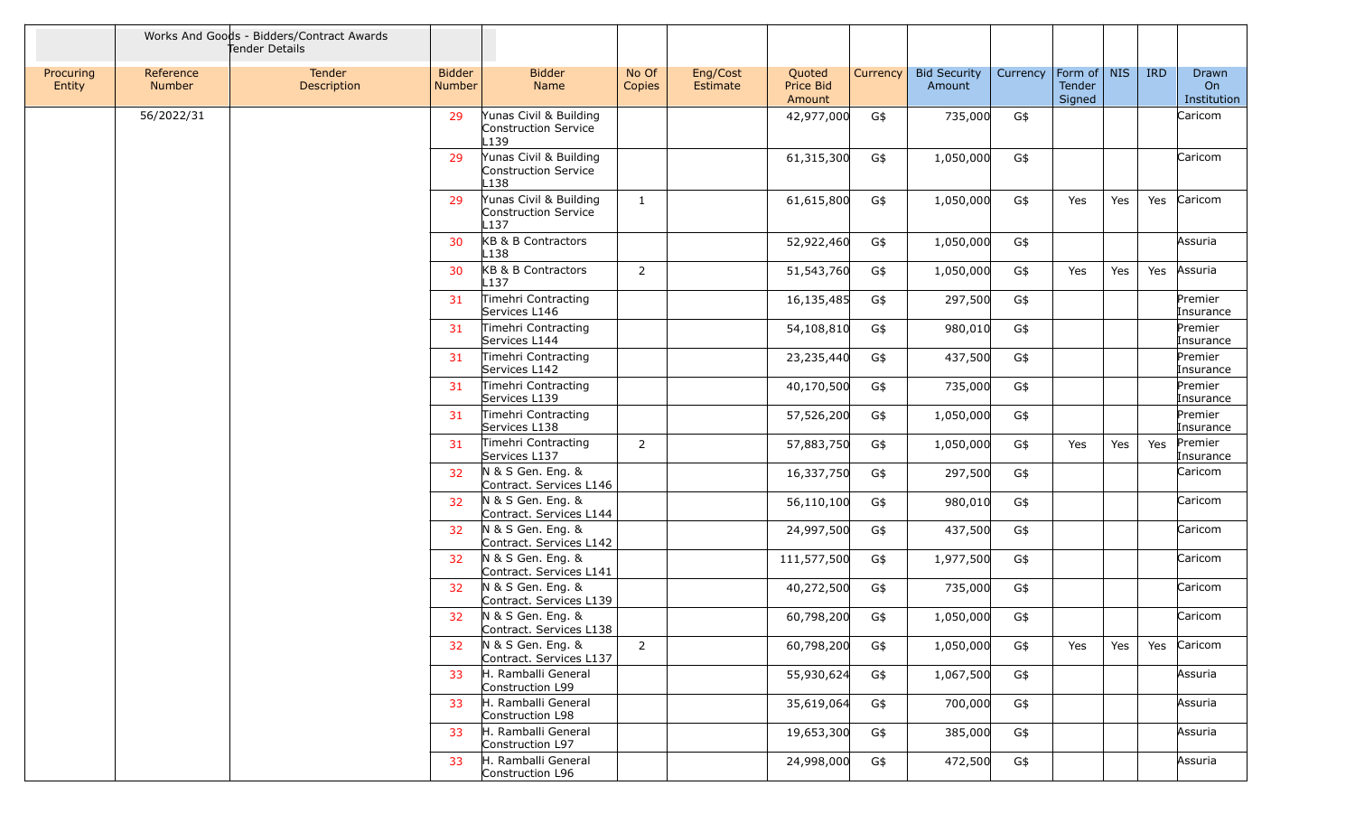| | Works And Goods - Bidders/Contract Awards Tender Details | | | | | | | | | | | | | | |
|---|---|---|---|---|---|---|---|---|---|---|---|---|---|---|---|
| Procuring Entity | Reference Number | Tender Description | Bidder Number | Bidder Name | No Of Copies | Eng/Cost Estimate | Quoted Price Bid Amount | Currency | Bid Security Amount | Currency | Form of Tender Signed | NIS | IRD | Drawn On Institution |
| | 56/2022/31 | | 29 | Yunas Civil & Building Construction Service L139 | | | 42,977,000 | G$ | 735,000 | G$ | | | | Caricom |
| | | | 29 | Yunas Civil & Building Construction Service L138 | | | 61,315,300 | G$ | 1,050,000 | G$ | | | | Caricom |
| | | | 29 | Yunas Civil & Building Construction Service L137 | 1 | | 61,615,800 | G$ | 1,050,000 | G$ | Yes | Yes | Yes | Caricom |
| | | | 30 | KB & B Contractors L138 | | | 52,922,460 | G$ | 1,050,000 | G$ | | | | Assuria |
| | | | 30 | KB & B Contractors L137 | 2 | | 51,543,760 | G$ | 1,050,000 | G$ | Yes | Yes | Yes | Assuria |
| | | | 31 | Timehri Contracting Services L146 | | | 16,135,485 | G$ | 297,500 | G$ | | | | Premier Insurance |
| | | | 31 | Timehri Contracting Services L144 | | | 54,108,810 | G$ | 980,010 | G$ | | | | Premier Insurance |
| | | | 31 | Timehri Contracting Services L142 | | | 23,235,440 | G$ | 437,500 | G$ | | | | Premier Insurance |
| | | | 31 | Timehri Contracting Services L139 | | | 40,170,500 | G$ | 735,000 | G$ | | | | Premier Insurance |
| | | | 31 | Timehri Contracting Services L138 | | | 57,526,200 | G$ | 1,050,000 | G$ | | | | Premier Insurance |
| | | | 31 | Timehri Contracting Services L137 | 2 | | 57,883,750 | G$ | 1,050,000 | G$ | Yes | Yes | Yes | Premier Insurance |
| | | | 32 | N & S Gen. Eng. & Contract. Services L146 | | | 16,337,750 | G$ | 297,500 | G$ | | | | Caricom |
| | | | 32 | N & S Gen. Eng. & Contract. Services L144 | | | 56,110,100 | G$ | 980,010 | G$ | | | | Caricom |
| | | | 32 | N & S Gen. Eng. & Contract. Services L142 | | | 24,997,500 | G$ | 437,500 | G$ | | | | Caricom |
| | | | 32 | N & S Gen. Eng. & Contract. Services L141 | | | 111,577,500 | G$ | 1,977,500 | G$ | | | | Caricom |
| | | | 32 | N & S Gen. Eng. & Contract. Services L139 | | | 40,272,500 | G$ | 735,000 | G$ | | | | Caricom |
| | | | 32 | N & S Gen. Eng. & Contract. Services L138 | | | 60,798,200 | G$ | 1,050,000 | G$ | | | | Caricom |
| | | | 32 | N & S Gen. Eng. & Contract. Services L137 | 2 | | 60,798,200 | G$ | 1,050,000 | G$ | Yes | Yes | Yes | Caricom |
| | | | 33 | H. Ramballi General Construction L99 | | | 55,930,624 | G$ | 1,067,500 | G$ | | | | Assuria |
| | | | 33 | H. Ramballi General Construction L98 | | | 35,619,064 | G$ | 700,000 | G$ | | | | Assuria |
| | | | 33 | H. Ramballi General Construction L97 | | | 19,653,300 | G$ | 385,000 | G$ | | | | Assuria |
| | | | 33 | H. Ramballi General Construction L96 | | | 24,998,000 | G$ | 472,500 | G$ | | | | Assuria |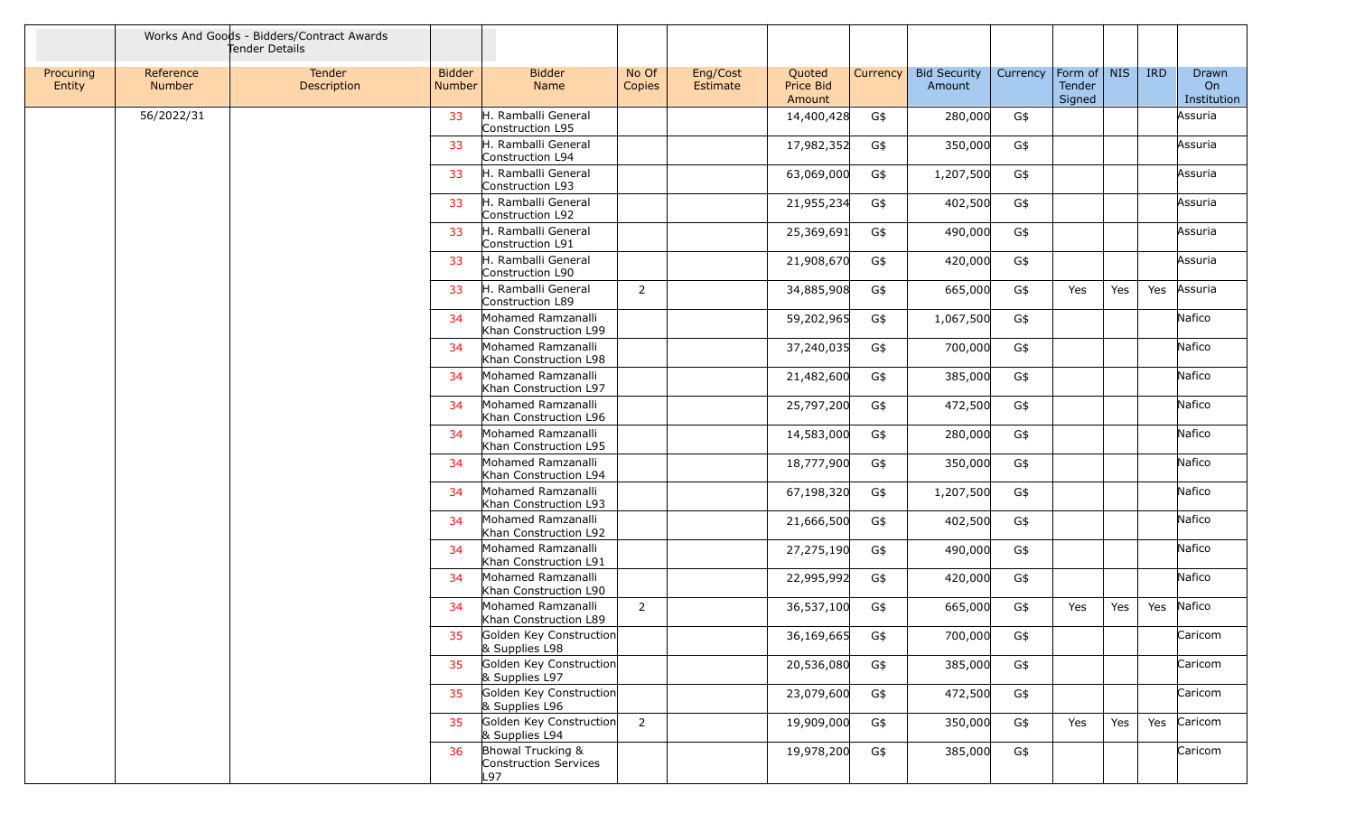| | Works And Goods - Bidders/Contract Awards Tender Details | | | | | | | | | | | | | |
|---|---|---|---|---|---|---|---|---|---|---|---|---|---|---|
| Procuring Entity | Reference Number | Tender Description | Bidder Number | Bidder Name | No Of Copies | Eng/Cost Estimate | Quoted Price Bid Amount | Currency | Bid Security Amount | Currency | Form of Tender Signed | NIS | IRD | Drawn On Institution |
| | 56/2022/31 | | 33 | H. Ramballi General Construction L95 | | | 14,400,428 | G$ | 280,000 | G$ | | | | Assuria |
| | | | 33 | H. Ramballi General Construction L94 | | | 17,982,352 | G$ | 350,000 | G$ | | | | Assuria |
| | | | 33 | H. Ramballi General Construction L93 | | | 63,069,000 | G$ | 1,207,500 | G$ | | | | Assuria |
| | | | 33 | H. Ramballi General Construction L92 | | | 21,955,234 | G$ | 402,500 | G$ | | | | Assuria |
| | | | 33 | H. Ramballi General Construction L91 | | | 25,369,691 | G$ | 490,000 | G$ | | | | Assuria |
| | | | 33 | H. Ramballi General Construction L90 | | | 21,908,670 | G$ | 420,000 | G$ | | | | Assuria |
| | | | 33 | H. Ramballi General Construction L89 | 2 | | 34,885,908 | G$ | 665,000 | G$ | Yes | Yes | Yes | Assuria |
| | | | 34 | Mohamed Ramzanalli Khan Construction L99 | | | 59,202,965 | G$ | 1,067,500 | G$ | | | | Nafico |
| | | | 34 | Mohamed Ramzanalli Khan Construction L98 | | | 37,240,035 | G$ | 700,000 | G$ | | | | Nafico |
| | | | 34 | Mohamed Ramzanalli Khan Construction L97 | | | 21,482,600 | G$ | 385,000 | G$ | | | | Nafico |
| | | | 34 | Mohamed Ramzanalli Khan Construction L96 | | | 25,797,200 | G$ | 472,500 | G$ | | | | Nafico |
| | | | 34 | Mohamed Ramzanalli Khan Construction L95 | | | 14,583,000 | G$ | 280,000 | G$ | | | | Nafico |
| | | | 34 | Mohamed Ramzanalli Khan Construction L94 | | | 18,777,900 | G$ | 350,000 | G$ | | | | Nafico |
| | | | 34 | Mohamed Ramzanalli Khan Construction L93 | | | 67,198,320 | G$ | 1,207,500 | G$ | | | | Nafico |
| | | | 34 | Mohamed Ramzanalli Khan Construction L92 | | | 21,666,500 | G$ | 402,500 | G$ | | | | Nafico |
| | | | 34 | Mohamed Ramzanalli Khan Construction L91 | | | 27,275,190 | G$ | 490,000 | G$ | | | | Nafico |
| | | | 34 | Mohamed Ramzanalli Khan Construction L90 | | | 22,995,992 | G$ | 420,000 | G$ | | | | Nafico |
| | | | 34 | Mohamed Ramzanalli Khan Construction L89 | 2 | | 36,537,100 | G$ | 665,000 | G$ | Yes | Yes | Yes | Nafico |
| | | | 35 | Golden Key Construction & Supplies L98 | | | 36,169,665 | G$ | 700,000 | G$ | | | | Caricom |
| | | | 35 | Golden Key Construction & Supplies L97 | | | 20,536,080 | G$ | 385,000 | G$ | | | | Caricom |
| | | | 35 | Golden Key Construction & Supplies L96 | | | 23,079,600 | G$ | 472,500 | G$ | | | | Caricom |
| | | | 35 | Golden Key Construction & Supplies L94 | 2 | | 19,909,000 | G$ | 350,000 | G$ | Yes | Yes | Yes | Caricom |
| | | | 36 | Bhowal Trucking & Construction Services L97 | | | 19,978,200 | G$ | 385,000 | G$ | | | | Caricom |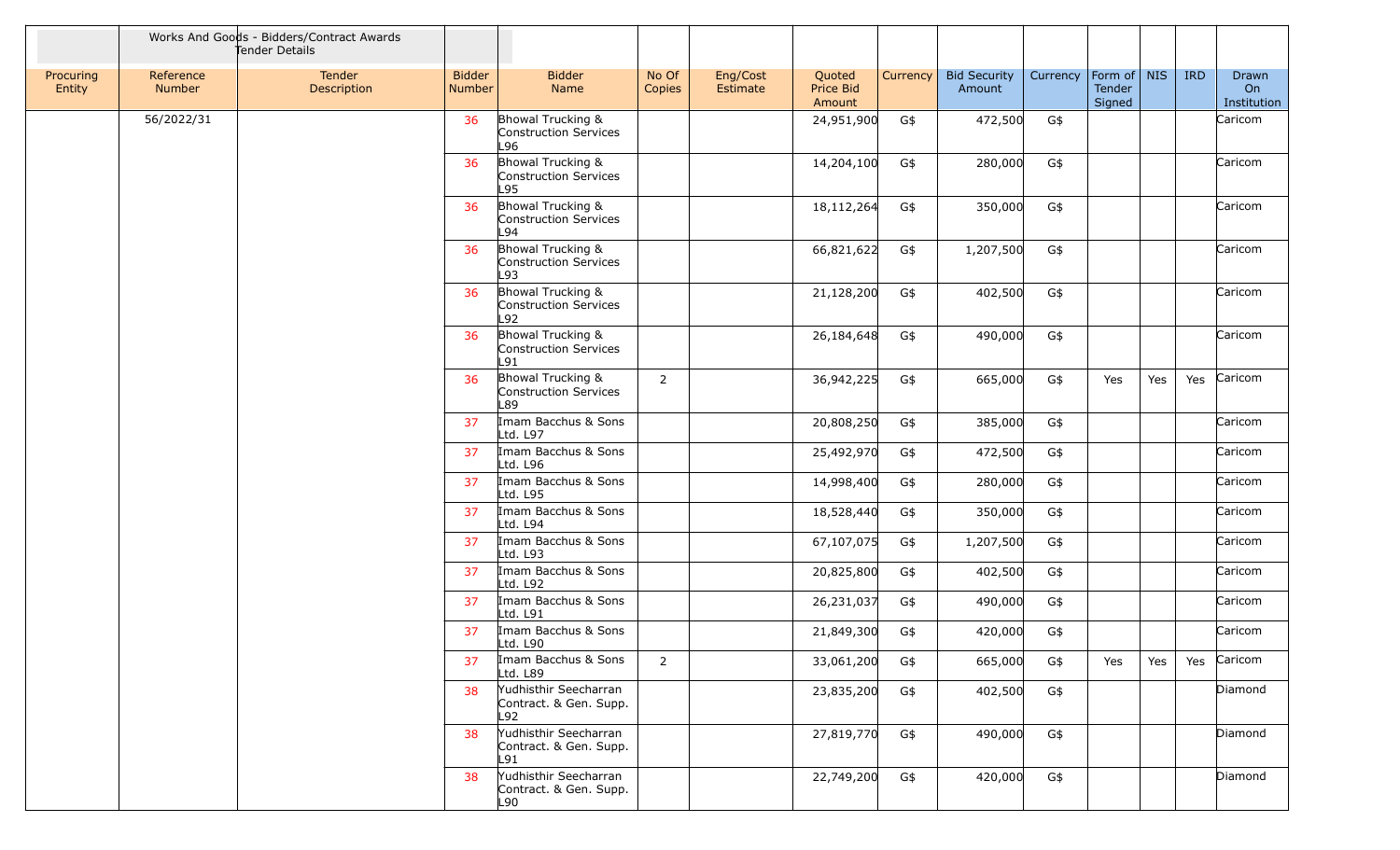| | Works And Goods - Bidders/Contract Awards Tender Details | | | | | | | | | | | | | |
|---|---|---|---|---|---|---|---|---|---|---|---|---|---|---|
| Procuring Entity | Reference Number | Tender Description | Bidder Number | Bidder Name | No Of Copies | Eng/Cost Estimate | Quoted Price Bid Amount | Currency | Bid Security Amount | Currency | Form of Tender Signed | NIS | IRD | Drawn On Institution |
| | 56/2022/31 | | 36 | Bhowal Trucking & Construction Services L96 | | | 24,951,900 | G$ | 472,500 | G$ | | | | Caricom |
| | | | 36 | Bhowal Trucking & Construction Services L95 | | | 14,204,100 | G$ | 280,000 | G$ | | | | Caricom |
| | | | 36 | Bhowal Trucking & Construction Services L94 | | | 18,112,264 | G$ | 350,000 | G$ | | | | Caricom |
| | | | 36 | Bhowal Trucking & Construction Services L93 | | | 66,821,622 | G$ | 1,207,500 | G$ | | | | Caricom |
| | | | 36 | Bhowal Trucking & Construction Services L92 | | | 21,128,200 | G$ | 402,500 | G$ | | | | Caricom |
| | | | 36 | Bhowal Trucking & Construction Services L91 | | | 26,184,648 | G$ | 490,000 | G$ | | | | Caricom |
| | | | 36 | Bhowal Trucking & Construction Services L89 | 2 | | 36,942,225 | G$ | 665,000 | G$ | Yes | Yes | Yes | Caricom |
| | | | 37 | Imam Bacchus & Sons Ltd. L97 | | | 20,808,250 | G$ | 385,000 | G$ | | | | Caricom |
| | | | 37 | Imam Bacchus & Sons Ltd. L96 | | | 25,492,970 | G$ | 472,500 | G$ | | | | Caricom |
| | | | 37 | Imam Bacchus & Sons Ltd. L95 | | | 14,998,400 | G$ | 280,000 | G$ | | | | Caricom |
| | | | 37 | Imam Bacchus & Sons Ltd. L94 | | | 18,528,440 | G$ | 350,000 | G$ | | | | Caricom |
| | | | 37 | Imam Bacchus & Sons Ltd. L93 | | | 67,107,075 | G$ | 1,207,500 | G$ | | | | Caricom |
| | | | 37 | Imam Bacchus & Sons Ltd. L92 | | | 20,825,800 | G$ | 402,500 | G$ | | | | Caricom |
| | | | 37 | Imam Bacchus & Sons Ltd. L91 | | | 26,231,037 | G$ | 490,000 | G$ | | | | Caricom |
| | | | 37 | Imam Bacchus & Sons Ltd. L90 | | | 21,849,300 | G$ | 420,000 | G$ | | | | Caricom |
| | | | 37 | Imam Bacchus & Sons Ltd. L89 | 2 | | 33,061,200 | G$ | 665,000 | G$ | Yes | Yes | Yes | Caricom |
| | | | 38 | Yudhisthir Seecharran Contract. & Gen. Supp. L92 | | | 23,835,200 | G$ | 402,500 | G$ | | | | Diamond |
| | | | 38 | Yudhisthir Seecharran Contract. & Gen. Supp. L91 | | | 27,819,770 | G$ | 490,000 | G$ | | | | Diamond |
| | | | 38 | Yudhisthir Seecharran Contract. & Gen. Supp. L90 | | | 22,749,200 | G$ | 420,000 | G$ | | | | Diamond |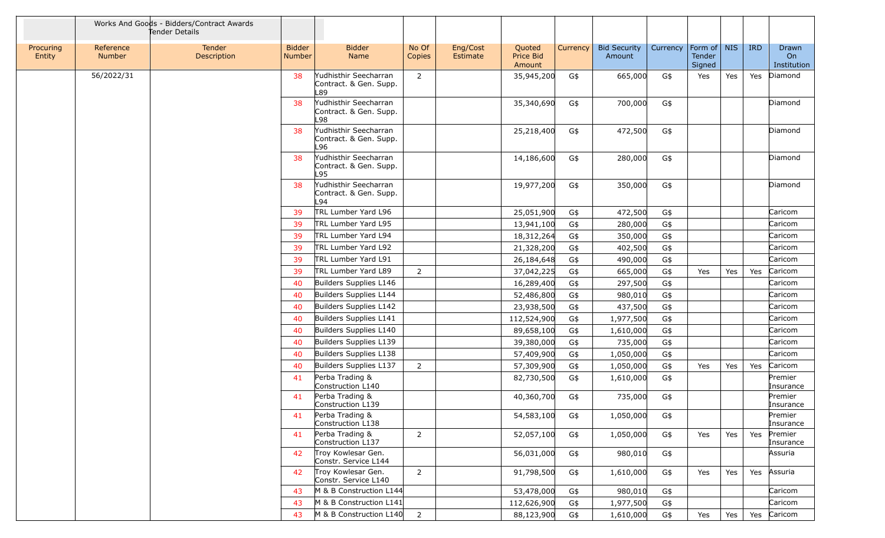| Procuring Entity | Reference Number | Works And Goods - Bidders/Contract Awards Tender Details Tender Description | Bidder Number | Bidder Name | No Of Copies | Eng/Cost Estimate | Quoted Price Bid Amount | Currency | Bid Security Amount | Currency | Form of Tender Signed | NIS | IRD | Drawn On Institution |
|---|---|---|---|---|---|---|---|---|---|---|---|---|---|---|
| | 56/2022/31 | | 38 | Yudhisthir Seecharran Contract. & Gen. Supp. L89 | 2 | | 35,945,200 | G$ | 665,000 | G$ | Yes | Yes | Yes | Diamond |
| | | | 38 | Yudhisthir Seecharran Contract. & Gen. Supp. L98 | | | 35,340,690 | G$ | 700,000 | G$ | | | | Diamond |
| | | | 38 | Yudhisthir Seecharran Contract. & Gen. Supp. L96 | | | 25,218,400 | G$ | 472,500 | G$ | | | | Diamond |
| | | | 38 | Yudhisthir Seecharran Contract. & Gen. Supp. L95 | | | 14,186,600 | G$ | 280,000 | G$ | | | | Diamond |
| | | | 38 | Yudhisthir Seecharran Contract. & Gen. Supp. L94 | | | 19,977,200 | G$ | 350,000 | G$ | | | | Diamond |
| | | | 39 | TRL Lumber Yard L96 | | | 25,051,900 | G$ | 472,500 | G$ | | | | Caricom |
| | | | 39 | TRL Lumber Yard L95 | | | 13,941,100 | G$ | 280,000 | G$ | | | | Caricom |
| | | | 39 | TRL Lumber Yard L94 | | | 18,312,264 | G$ | 350,000 | G$ | | | | Caricom |
| | | | 39 | TRL Lumber Yard L92 | | | 21,328,200 | G$ | 402,500 | G$ | | | | Caricom |
| | | | 39 | TRL Lumber Yard L91 | | | 26,184,648 | G$ | 490,000 | G$ | | | | Caricom |
| | | | 39 | TRL Lumber Yard L89 | 2 | | 37,042,225 | G$ | 665,000 | G$ | Yes | Yes | Yes | Caricom |
| | | | 40 | Builders Supplies L146 | | | 16,289,400 | G$ | 297,500 | G$ | | | | Caricom |
| | | | 40 | Builders Supplies L144 | | | 52,486,800 | G$ | 980,010 | G$ | | | | Caricom |
| | | | 40 | Builders Supplies L142 | | | 23,938,500 | G$ | 437,500 | G$ | | | | Caricom |
| | | | 40 | Builders Supplies L141 | | | 112,524,900 | G$ | 1,977,500 | G$ | | | | Caricom |
| | | | 40 | Builders Supplies L140 | | | 89,658,100 | G$ | 1,610,000 | G$ | | | | Caricom |
| | | | 40 | Builders Supplies L139 | | | 39,380,000 | G$ | 735,000 | G$ | | | | Caricom |
| | | | 40 | Builders Supplies L138 | | | 57,409,900 | G$ | 1,050,000 | G$ | | | | Caricom |
| | | | 40 | Builders Supplies L137 | 2 | | 57,309,900 | G$ | 1,050,000 | G$ | Yes | Yes | Yes | Caricom |
| | | | 41 | Perba Trading & Construction L140 | | | 82,730,500 | G$ | 1,610,000 | G$ | | | | Premier Insurance |
| | | | 41 | Perba Trading & Construction L139 | | | 40,360,700 | G$ | 735,000 | G$ | | | | Premier Insurance |
| | | | 41 | Perba Trading & Construction L138 | | | 54,583,100 | G$ | 1,050,000 | G$ | | | | Premier Insurance |
| | | | 41 | Perba Trading & Construction L137 | 2 | | 52,057,100 | G$ | 1,050,000 | G$ | Yes | Yes | Yes | Premier Insurance |
| | | | 42 | Troy Kowlesar Gen. Constr. Service L144 | | | 56,031,000 | G$ | 980,010 | G$ | | | | Assuria |
| | | | 42 | Troy Kowlesar Gen. Constr. Service L140 | 2 | | 91,798,500 | G$ | 1,610,000 | G$ | Yes | Yes | Yes | Assuria |
| | | | 43 | M & B Construction L144 | | | 53,478,000 | G$ | 980,010 | G$ | | | | Caricom |
| | | | 43 | M & B Construction L141 | | | 112,626,900 | G$ | 1,977,500 | G$ | | | | Caricom |
| | | | 43 | M & B Construction L140 | 2 | | 88,123,900 | G$ | 1,610,000 | G$ | Yes | Yes | Yes | Caricom |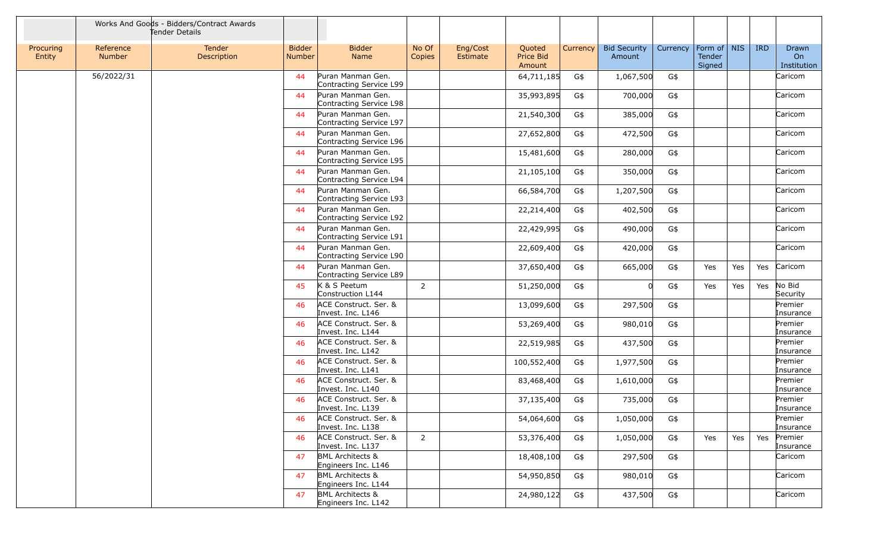| | Works And Goods - Bidders/Contract Awards Tender Details | | | | | | | | | | | | | |
|---|---|---|---|---|---|---|---|---|---|---|---|---|---|---|
| Procuring Entity | Reference Number | Tender Description | Bidder Number | Bidder Name | No Of Copies | Eng/Cost Estimate | Quoted Price Bid Amount | Currency | Bid Security Amount | Currency | Form of Tender Signed | NIS | IRD | Drawn On Institution |
| | 56/2022/31 | | 44 | Puran Manman Gen. Contracting Service L99 | | | 64,711,185 | G$ | 1,067,500 | G$ | | | | Caricom |
| | | | 44 | Puran Manman Gen. Contracting Service L98 | | | 35,993,895 | G$ | 700,000 | G$ | | | | Caricom |
| | | | 44 | Puran Manman Gen. Contracting Service L97 | | | 21,540,300 | G$ | 385,000 | G$ | | | | Caricom |
| | | | 44 | Puran Manman Gen. Contracting Service L96 | | | 27,652,800 | G$ | 472,500 | G$ | | | | Caricom |
| | | | 44 | Puran Manman Gen. Contracting Service L95 | | | 15,481,600 | G$ | 280,000 | G$ | | | | Caricom |
| | | | 44 | Puran Manman Gen. Contracting Service L94 | | | 21,105,100 | G$ | 350,000 | G$ | | | | Caricom |
| | | | 44 | Puran Manman Gen. Contracting Service L93 | | | 66,584,700 | G$ | 1,207,500 | G$ | | | | Caricom |
| | | | 44 | Puran Manman Gen. Contracting Service L92 | | | 22,214,400 | G$ | 402,500 | G$ | | | | Caricom |
| | | | 44 | Puran Manman Gen. Contracting Service L91 | | | 22,429,995 | G$ | 490,000 | G$ | | | | Caricom |
| | | | 44 | Puran Manman Gen. Contracting Service L90 | | | 22,609,400 | G$ | 420,000 | G$ | | | | Caricom |
| | | | 44 | Puran Manman Gen. Contracting Service L89 | | | 37,650,400 | G$ | 665,000 | G$ | Yes | Yes | Yes | Caricom |
| | | | 45 | K & S Peetum Construction L144 | 2 | | 51,250,000 | G$ | 0 | G$ | Yes | Yes | Yes | No Bid Security |
| | | | 46 | ACE Construct. Ser. & Invest. Inc. L146 | | | 13,099,600 | G$ | 297,500 | G$ | | | | Premier Insurance |
| | | | 46 | ACE Construct. Ser. & Invest. Inc. L144 | | | 53,269,400 | G$ | 980,010 | G$ | | | | Premier Insurance |
| | | | 46 | ACE Construct. Ser. & Invest. Inc. L142 | | | 22,519,985 | G$ | 437,500 | G$ | | | | Premier Insurance |
| | | | 46 | ACE Construct. Ser. & Invest. Inc. L141 | | | 100,552,400 | G$ | 1,977,500 | G$ | | | | Premier Insurance |
| | | | 46 | ACE Construct. Ser. & Invest. Inc. L140 | | | 83,468,400 | G$ | 1,610,000 | G$ | | | | Premier Insurance |
| | | | 46 | ACE Construct. Ser. & Invest. Inc. L139 | | | 37,135,400 | G$ | 735,000 | G$ | | | | Premier Insurance |
| | | | 46 | ACE Construct. Ser. & Invest. Inc. L138 | | | 54,064,600 | G$ | 1,050,000 | G$ | | | | Premier Insurance |
| | | | 46 | ACE Construct. Ser. & Invest. Inc. L137 | 2 | | 53,376,400 | G$ | 1,050,000 | G$ | Yes | Yes | Yes | Premier Insurance |
| | | | 47 | BML Architects & Engineers Inc. L146 | | | 18,408,100 | G$ | 297,500 | G$ | | | | Caricom |
| | | | 47 | BML Architects & Engineers Inc. L144 | | | 54,950,850 | G$ | 980,010 | G$ | | | | Caricom |
| | | | 47 | BML Architects & Engineers Inc. L142 | | | 24,980,122 | G$ | 437,500 | G$ | | | | Caricom |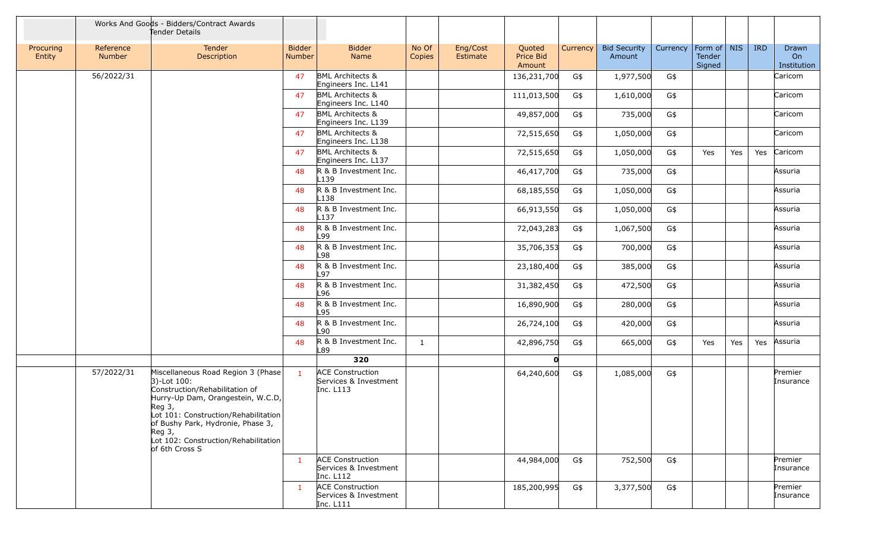| | Works And Goods - Bidders/Contract Awards Tender Details | | | | | | | | | | | | | |
|---|---|---|---|---|---|---|---|---|---|---|---|---|---|---|
| Procuring Entity | Reference Number | Tender Description | Bidder Number | Bidder Name | No Of Copies | Eng/Cost Estimate | Quoted Price Bid Amount | Currency | Bid Security Amount | Currency | Form of Tender Signed | NIS | IRD | Drawn On Institution |
| | 56/2022/31 | | 47 | BML Architects & Engineers Inc. L141 | | | 136,231,700 | G$ | 1,977,500 | G$ | | | | Caricom |
| | | | 47 | BML Architects & Engineers Inc. L140 | | | 111,013,500 | G$ | 1,610,000 | G$ | | | | Caricom |
| | | | 47 | BML Architects & Engineers Inc. L139 | | | 49,857,000 | G$ | 735,000 | G$ | | | | Caricom |
| | | | 47 | BML Architects & Engineers Inc. L138 | | | 72,515,650 | G$ | 1,050,000 | G$ | | | | Caricom |
| | | | 47 | BML Architects & Engineers Inc. L137 | | | 72,515,650 | G$ | 1,050,000 | G$ | Yes | Yes | Yes | Caricom |
| | | | 48 | R & B Investment Inc. L139 | | | 46,417,700 | G$ | 735,000 | G$ | | | | Assuria |
| | | | 48 | R & B Investment Inc. L138 | | | 68,185,550 | G$ | 1,050,000 | G$ | | | | Assuria |
| | | | 48 | R & B Investment Inc. L137 | | | 66,913,550 | G$ | 1,050,000 | G$ | | | | Assuria |
| | | | 48 | R & B Investment Inc. L99 | | | 72,043,283 | G$ | 1,067,500 | G$ | | | | Assuria |
| | | | 48 | R & B Investment Inc. L98 | | | 35,706,353 | G$ | 700,000 | G$ | | | | Assuria |
| | | | 48 | R & B Investment Inc. L97 | | | 23,180,400 | G$ | 385,000 | G$ | | | | Assuria |
| | | | 48 | R & B Investment Inc. L96 | | | 31,382,450 | G$ | 472,500 | G$ | | | | Assuria |
| | | | 48 | R & B Investment Inc. L95 | | | 16,890,900 | G$ | 280,000 | G$ | | | | Assuria |
| | | | 48 | R & B Investment Inc. L90 | | | 26,724,100 | G$ | 420,000 | G$ | | | | Assuria |
| | | | 48 | R & B Investment Inc. L89 | 1 | | 42,896,750 | G$ | 665,000 | G$ | Yes | Yes | Yes | Assuria |
| | | | | **320** | | | **0** | | | | | | | |
| | 57/2022/31 | Miscellaneous Road Region 3 (Phase 3)-Lot 100: Construction/Rehabilitation of Hurry-Up Dam, Orangestein, W.C.D, Reg 3, Lot 101: Construction/Rehabilitation of Bushy Park, Hydronie, Phase 3, Reg 3, Lot 102: Construction/Rehabilitation of 6th Cross S | 1 | ACE Construction Services & Investment Inc. L113 | | | 64,240,600 | G$ | 1,085,000 | G$ | | | | Premier Insurance |
| | | | 1 | ACE Construction Services & Investment Inc. L112 | | | 44,984,000 | G$ | 752,500 | G$ | | | | Premier Insurance |
| | | | 1 | ACE Construction Services & Investment Inc. L111 | | | 185,200,995 | G$ | 3,377,500 | G$ | | | | Premier Insurance |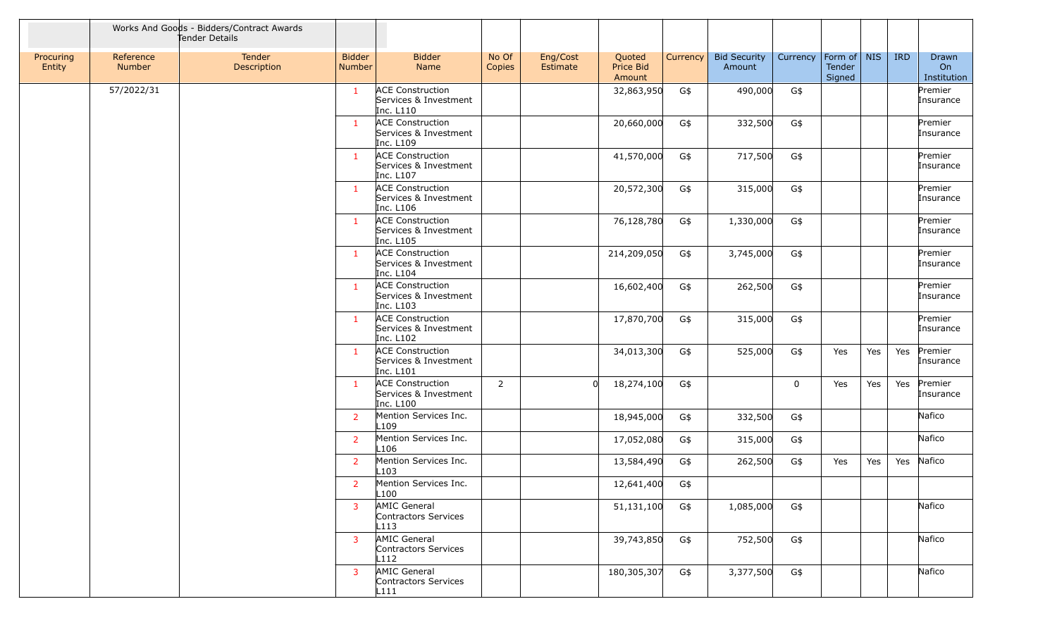| | Works And Goods - Bidders/Contract Awards Tender Details | | | | | | | | | | | | | |
|---|---|---|---|---|---|---|---|---|---|---|---|---|---|---|
| Procuring Entity | Reference Number | Tender Description | Bidder Number | Bidder Name | No Of Copies | Eng/Cost Estimate | Quoted Price Bid Amount | Currency | Bid Security Amount | Currency | Form of Tender Signed | NIS | IRD | Drawn On Institution |
| | 57/2022/31 | | 1 | ACE Construction Services & Investment Inc. L110 | | | 32,863,950 | G$ | 490,000 | G$ | | | | Premier Insurance |
| | | | 1 | ACE Construction Services & Investment Inc. L109 | | | 20,660,000 | G$ | 332,500 | G$ | | | | Premier Insurance |
| | | | 1 | ACE Construction Services & Investment Inc. L107 | | | 41,570,000 | G$ | 717,500 | G$ | | | | Premier Insurance |
| | | | 1 | ACE Construction Services & Investment Inc. L106 | | | 20,572,300 | G$ | 315,000 | G$ | | | | Premier Insurance |
| | | | 1 | ACE Construction Services & Investment Inc. L105 | | | 76,128,780 | G$ | 1,330,000 | G$ | | | | Premier Insurance |
| | | | 1 | ACE Construction Services & Investment Inc. L104 | | | 214,209,050 | G$ | 3,745,000 | G$ | | | | Premier Insurance |
| | | | 1 | ACE Construction Services & Investment Inc. L103 | | | 16,602,400 | G$ | 262,500 | G$ | | | | Premier Insurance |
| | | | 1 | ACE Construction Services & Investment Inc. L102 | | | 17,870,700 | G$ | 315,000 | G$ | | | | Premier Insurance |
| | | | 1 | ACE Construction Services & Investment Inc. L101 | | | 34,013,300 | G$ | 525,000 | G$ | Yes | Yes | Yes | Premier Insurance |
| | | | 1 | ACE Construction Services & Investment Inc. L100 | 2 | 0 | 18,274,100 | G$ | | 0 | Yes | Yes | Yes | Premier Insurance |
| | | | 2 | Mention Services Inc. L109 | | | 18,945,000 | G$ | 332,500 | G$ | | | | Nafico |
| | | | 2 | Mention Services Inc. L106 | | | 17,052,080 | G$ | 315,000 | G$ | | | | Nafico |
| | | | 2 | Mention Services Inc. L103 | | | 13,584,490 | G$ | 262,500 | G$ | Yes | Yes | Yes | Nafico |
| | | | 2 | Mention Services Inc. L100 | | | 12,641,400 | G$ | | | | | | |
| | | | 3 | AMIC General Contractors Services L113 | | | 51,131,100 | G$ | 1,085,000 | G$ | | | | Nafico |
| | | | 3 | AMIC General Contractors Services L112 | | | 39,743,850 | G$ | 752,500 | G$ | | | | Nafico |
| | | | 3 | AMIC General Contractors Services L111 | | | 180,305,307 | G$ | 3,377,500 | G$ | | | | Nafico |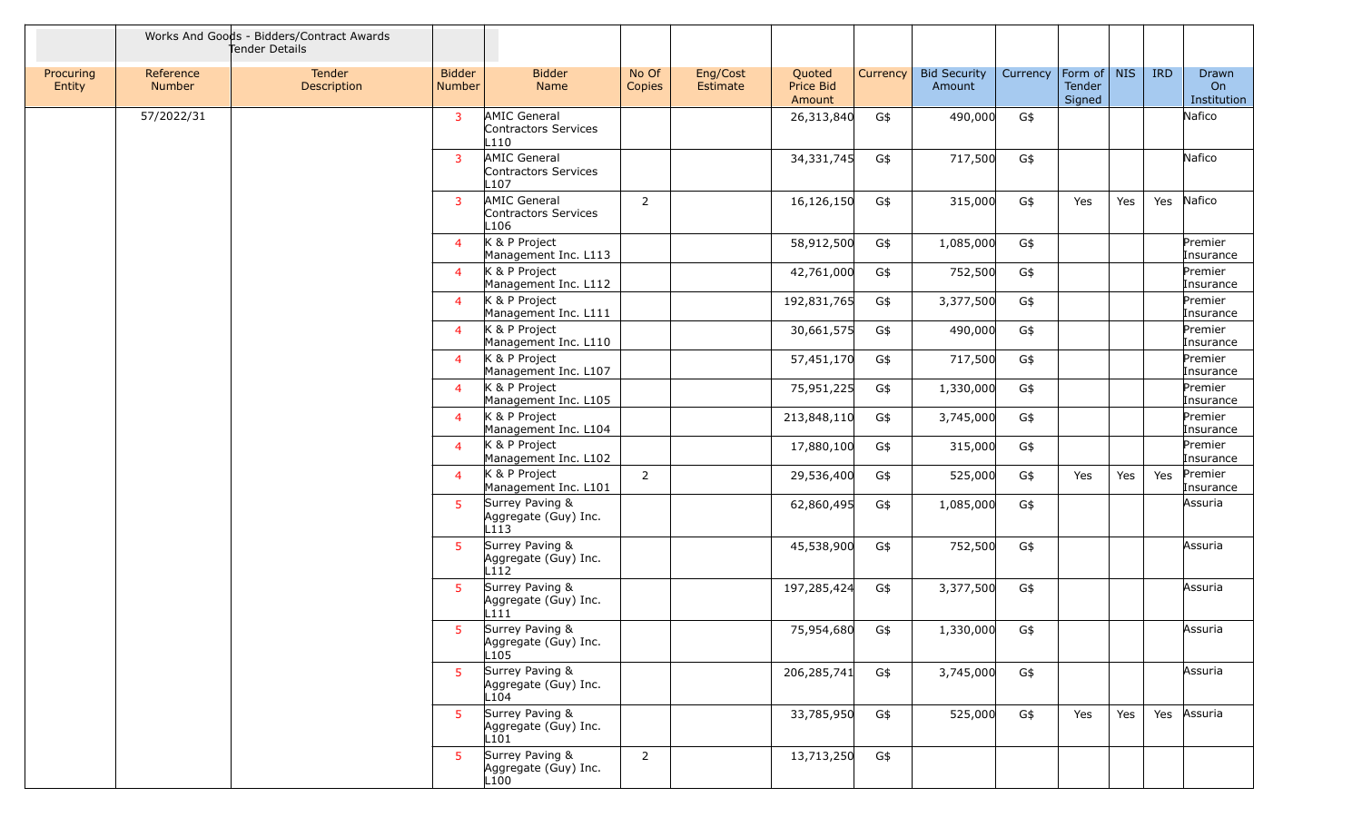| Procuring Entity | Reference Number | Tender Description | Bidder Number | Bidder Name | No Of Copies | Eng/Cost Estimate | Quoted Price Bid Amount | Currency | Bid Security Amount | Currency | Form of Tender Signed | NIS | IRD | Drawn On Institution |
|---|---|---|---|---|---|---|---|---|---|---|---|---|---|---|
| | 57/2022/31 | | 3 | AMIC General Contractors Services L110 | | | 26,313,840 | G$ | 490,000 | G$ | | | | Nafico |
| | | | 3 | AMIC General Contractors Services L107 | | | 34,331,745 | G$ | 717,500 | G$ | | | | Nafico |
| | | | 3 | AMIC General Contractors Services L106 | 2 | | 16,126,150 | G$ | 315,000 | G$ | Yes | Yes | Yes | Nafico |
| | | | 4 | K & P Project Management Inc. L113 | | | 58,912,500 | G$ | 1,085,000 | G$ | | | | Premier Insurance |
| | | | 4 | K & P Project Management Inc. L112 | | | 42,761,000 | G$ | 752,500 | G$ | | | | Premier Insurance |
| | | | 4 | K & P Project Management Inc. L111 | | | 192,831,765 | G$ | 3,377,500 | G$ | | | | Premier Insurance |
| | | | 4 | K & P Project Management Inc. L110 | | | 30,661,575 | G$ | 490,000 | G$ | | | | Premier Insurance |
| | | | 4 | K & P Project Management Inc. L107 | | | 57,451,170 | G$ | 717,500 | G$ | | | | Premier Insurance |
| | | | 4 | K & P Project Management Inc. L105 | | | 75,951,225 | G$ | 1,330,000 | G$ | | | | Premier Insurance |
| | | | 4 | K & P Project Management Inc. L104 | | | 213,848,110 | G$ | 3,745,000 | G$ | | | | Premier Insurance |
| | | | 4 | K & P Project Management Inc. L102 | | | 17,880,100 | G$ | 315,000 | G$ | | | | Premier Insurance |
| | | | 4 | K & P Project Management Inc. L101 | 2 | | 29,536,400 | G$ | 525,000 | G$ | Yes | Yes | Yes | Premier Insurance |
| | | | 5 | Surrey Paving & Aggregate (Guy) Inc. L113 | | | 62,860,495 | G$ | 1,085,000 | G$ | | | | Assuria |
| | | | 5 | Surrey Paving & Aggregate (Guy) Inc. L112 | | | 45,538,900 | G$ | 752,500 | G$ | | | | Assuria |
| | | | 5 | Surrey Paving & Aggregate (Guy) Inc. L111 | | | 197,285,424 | G$ | 3,377,500 | G$ | | | | Assuria |
| | | | 5 | Surrey Paving & Aggregate (Guy) Inc. L105 | | | 75,954,680 | G$ | 1,330,000 | G$ | | | | Assuria |
| | | | 5 | Surrey Paving & Aggregate (Guy) Inc. L104 | | | 206,285,741 | G$ | 3,745,000 | G$ | | | | Assuria |
| | | | 5 | Surrey Paving & Aggregate (Guy) Inc. L101 | | | 33,785,950 | G$ | 525,000 | G$ | Yes | Yes | Yes | Assuria |
| | | | 5 | Surrey Paving & Aggregate (Guy) Inc. L100 | 2 | | 13,713,250 | G$ | | | | | | |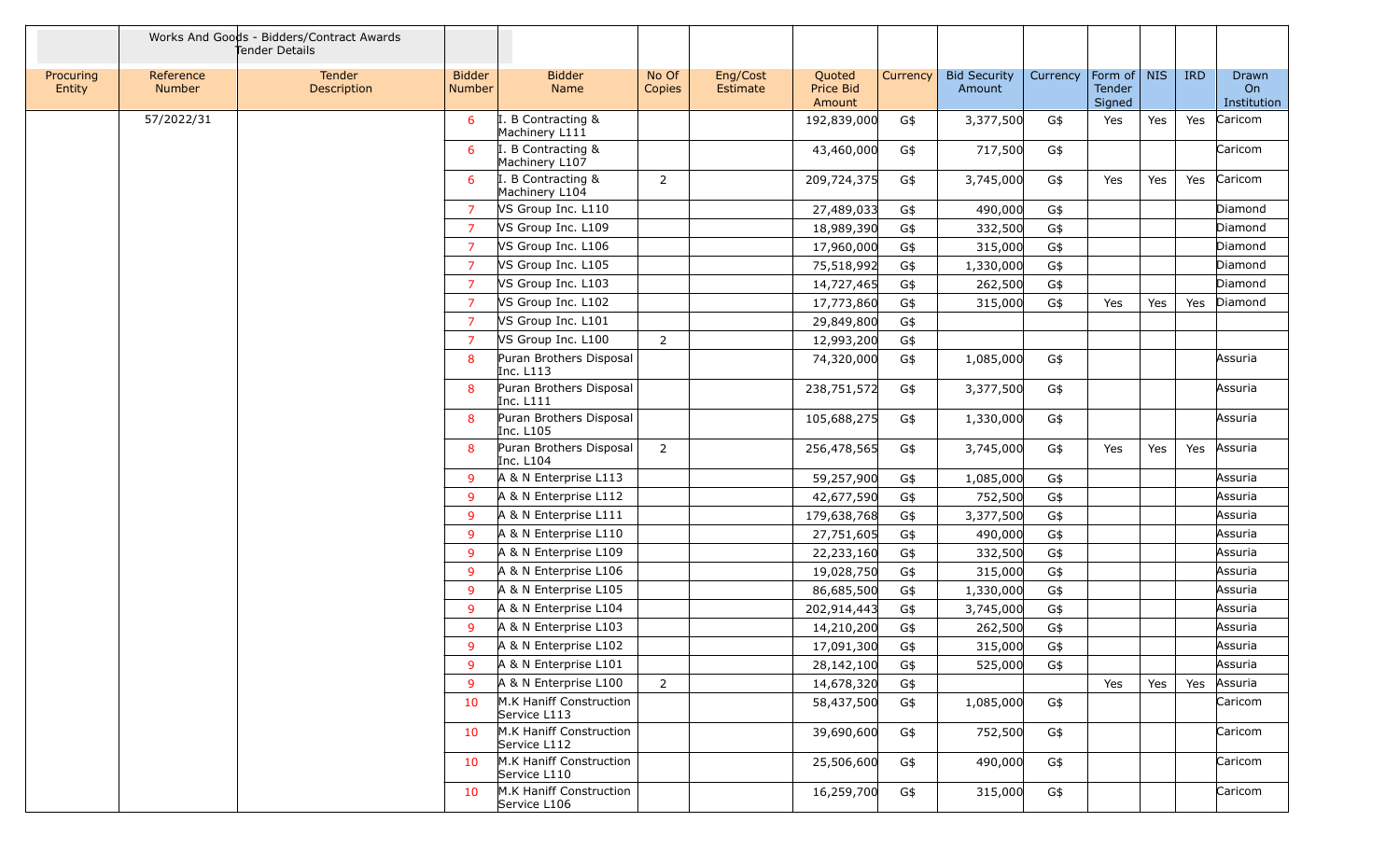| | Works And Goods - Bidders/Contract Awards Tender Details | | | | | | | | | | | | | | |
|---|---|---|---|---|---|---|---|---|---|---|---|---|---|---|---|
| Procuring Entity | Reference Number | Tender Description | Bidder Number | Bidder Name | No Of Copies | Eng/Cost Estimate | Quoted Price Bid Amount | Currency | Bid Security Amount | Currency | Form of Tender Signed | NIS | IRD | Drawn On Institution |
| | 57/2022/31 | | 6 | I. B Contracting & Machinery L111 | | | 192,839,000 | G$ | 3,377,500 | G$ | Yes | Yes | Yes | Caricom |
| | | | 6 | I. B Contracting & Machinery L107 | | | 43,460,000 | G$ | 717,500 | G$ | | | | Caricom |
| | | | 6 | I. B Contracting & Machinery L104 | 2 | | 209,724,375 | G$ | 3,745,000 | G$ | Yes | Yes | Yes | Caricom |
| | | | 7 | VS Group Inc. L110 | | | 27,489,033 | G$ | 490,000 | G$ | | | | Diamond |
| | | | 7 | VS Group Inc. L109 | | | 18,989,390 | G$ | 332,500 | G$ | | | | Diamond |
| | | | 7 | VS Group Inc. L106 | | | 17,960,000 | G$ | 315,000 | G$ | | | | Diamond |
| | | | 7 | VS Group Inc. L105 | | | 75,518,992 | G$ | 1,330,000 | G$ | | | | Diamond |
| | | | 7 | VS Group Inc. L103 | | | 14,727,465 | G$ | 262,500 | G$ | | | | Diamond |
| | | | 7 | VS Group Inc. L102 | | | 17,773,860 | G$ | 315,000 | G$ | Yes | Yes | Yes | Diamond |
| | | | 7 | VS Group Inc. L101 | | | 29,849,800 | G$ | | | | | | |
| | | | 7 | VS Group Inc. L100 | 2 | | 12,993,200 | G$ | | | | | | |
| | | | 8 | Puran Brothers Disposal Inc. L113 | | | 74,320,000 | G$ | 1,085,000 | G$ | | | | Assuria |
| | | | 8 | Puran Brothers Disposal Inc. L111 | | | 238,751,572 | G$ | 3,377,500 | G$ | | | | Assuria |
| | | | 8 | Puran Brothers Disposal Inc. L105 | | | 105,688,275 | G$ | 1,330,000 | G$ | | | | Assuria |
| | | | 8 | Puran Brothers Disposal Inc. L104 | 2 | | 256,478,565 | G$ | 3,745,000 | G$ | Yes | Yes | Yes | Assuria |
| | | | 9 | A & N Enterprise L113 | | | 59,257,900 | G$ | 1,085,000 | G$ | | | | Assuria |
| | | | 9 | A & N Enterprise L112 | | | 42,677,590 | G$ | 752,500 | G$ | | | | Assuria |
| | | | 9 | A & N Enterprise L111 | | | 179,638,768 | G$ | 3,377,500 | G$ | | | | Assuria |
| | | | 9 | A & N Enterprise L110 | | | 27,751,605 | G$ | 490,000 | G$ | | | | Assuria |
| | | | 9 | A & N Enterprise L109 | | | 22,233,160 | G$ | 332,500 | G$ | | | | Assuria |
| | | | 9 | A & N Enterprise L106 | | | 19,028,750 | G$ | 315,000 | G$ | | | | Assuria |
| | | | 9 | A & N Enterprise L105 | | | 86,685,500 | G$ | 1,330,000 | G$ | | | | Assuria |
| | | | 9 | A & N Enterprise L104 | | | 202,914,443 | G$ | 3,745,000 | G$ | | | | Assuria |
| | | | 9 | A & N Enterprise L103 | | | 14,210,200 | G$ | 262,500 | G$ | | | | Assuria |
| | | | 9 | A & N Enterprise L102 | | | 17,091,300 | G$ | 315,000 | G$ | | | | Assuria |
| | | | 9 | A & N Enterprise L101 | | | 28,142,100 | G$ | 525,000 | G$ | | | | Assuria |
| | | | 9 | A & N Enterprise L100 | 2 | | 14,678,320 | G$ | | | Yes | Yes | Yes | Assuria |
| | | | 10 | M.K Haniff Construction Service L113 | | | 58,437,500 | G$ | 1,085,000 | G$ | | | | Caricom |
| | | | 10 | M.K Haniff Construction Service L112 | | | 39,690,600 | G$ | 752,500 | G$ | | | | Caricom |
| | | | 10 | M.K Haniff Construction Service L110 | | | 25,506,600 | G$ | 490,000 | G$ | | | | Caricom |
| | | | 10 | M.K Haniff Construction Service L106 | | | 16,259,700 | G$ | 315,000 | G$ | | | | Caricom |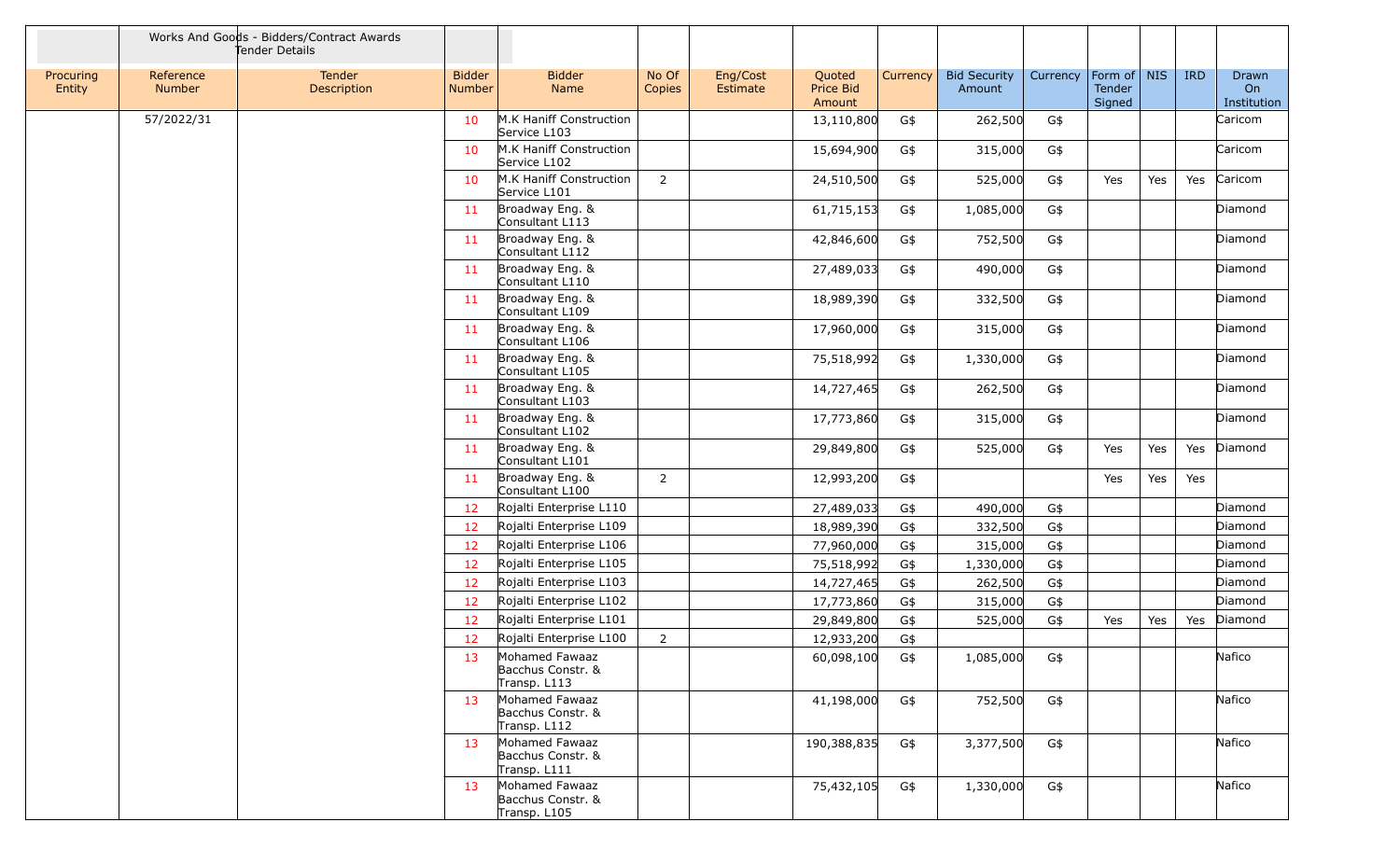| | Works And Goods - Bidders/Contract Awards Tender Details | | | | | | | | | | | | | |
|---|---|---|---|---|---|---|---|---|---|---|---|---|---|---|
| Procuring Entity | Reference Number | Tender Description | Bidder Number | Bidder Name | No Of Copies | Eng/Cost Estimate | Quoted Price Bid Amount | Currency | Bid Security Amount | Currency | Form of Tender Signed | NIS | IRD | Drawn On Institution |
| | 57/2022/31 | | 10 | M.K Haniff Construction Service L103 | | | 13,110,800 | G$ | 262,500 | G$ | | | | Caricom |
| | | | 10 | M.K Haniff Construction Service L102 | | | 15,694,900 | G$ | 315,000 | G$ | | | | Caricom |
| | | | 10 | M.K Haniff Construction Service L101 | 2 | | 24,510,500 | G$ | 525,000 | G$ | Yes | Yes | Yes | Caricom |
| | | | 11 | Broadway Eng. & Consultant L113 | | | 61,715,153 | G$ | 1,085,000 | G$ | | | | Diamond |
| | | | 11 | Broadway Eng. & Consultant L112 | | | 42,846,600 | G$ | 752,500 | G$ | | | | Diamond |
| | | | 11 | Broadway Eng. & Consultant L110 | | | 27,489,033 | G$ | 490,000 | G$ | | | | Diamond |
| | | | 11 | Broadway Eng. & Consultant L109 | | | 18,989,390 | G$ | 332,500 | G$ | | | | Diamond |
| | | | 11 | Broadway Eng. & Consultant L106 | | | 17,960,000 | G$ | 315,000 | G$ | | | | Diamond |
| | | | 11 | Broadway Eng. & Consultant L105 | | | 75,518,992 | G$ | 1,330,000 | G$ | | | | Diamond |
| | | | 11 | Broadway Eng. & Consultant L103 | | | 14,727,465 | G$ | 262,500 | G$ | | | | Diamond |
| | | | 11 | Broadway Eng. & Consultant L102 | | | 17,773,860 | G$ | 315,000 | G$ | | | | Diamond |
| | | | 11 | Broadway Eng. & Consultant L101 | | | 29,849,800 | G$ | 525,000 | G$ | Yes | Yes | Yes | Diamond |
| | | | 11 | Broadway Eng. & Consultant L100 | 2 | | 12,993,200 | G$ | | | Yes | Yes | Yes | |
| | | | 12 | Rojalti Enterprise L110 | | | 27,489,033 | G$ | 490,000 | G$ | | | | Diamond |
| | | | 12 | Rojalti Enterprise L109 | | | 18,989,390 | G$ | 332,500 | G$ | | | | Diamond |
| | | | 12 | Rojalti Enterprise L106 | | | 77,960,000 | G$ | 315,000 | G$ | | | | Diamond |
| | | | 12 | Rojalti Enterprise L105 | | | 75,518,992 | G$ | 1,330,000 | G$ | | | | Diamond |
| | | | 12 | Rojalti Enterprise L103 | | | 14,727,465 | G$ | 262,500 | G$ | | | | Diamond |
| | | | 12 | Rojalti Enterprise L102 | | | 17,773,860 | G$ | 315,000 | G$ | | | | Diamond |
| | | | 12 | Rojalti Enterprise L101 | | | 29,849,800 | G$ | 525,000 | G$ | Yes | Yes | Yes | Diamond |
| | | | 12 | Rojalti Enterprise L100 | 2 | | 12,933,200 | G$ | | | | | | |
| | | | 13 | Mohamed Fawaaz Bacchus Constr. & Transp. L113 | | | 60,098,100 | G$ | 1,085,000 | G$ | | | | Nafico |
| | | | 13 | Mohamed Fawaaz Bacchus Constr. & Transp. L112 | | | 41,198,000 | G$ | 752,500 | G$ | | | | Nafico |
| | | | 13 | Mohamed Fawaaz Bacchus Constr. & Transp. L111 | | | 190,388,835 | G$ | 3,377,500 | G$ | | | | Nafico |
| | | | 13 | Mohamed Fawaaz Bacchus Constr. & Transp. L105 | | | 75,432,105 | G$ | 1,330,000 | G$ | | | | Nafico |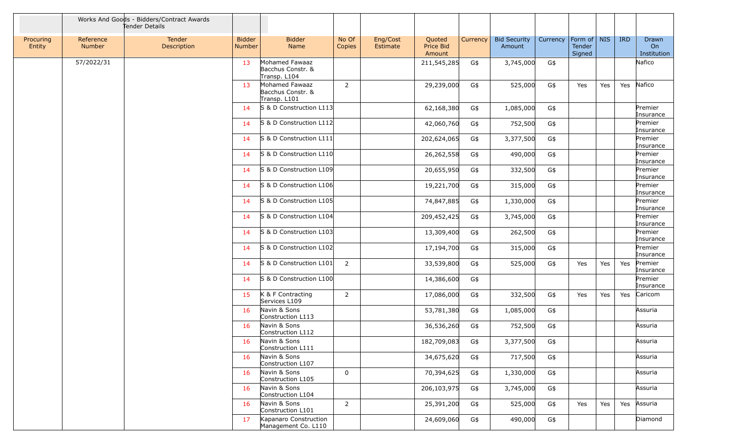| Works And Goods - Bidders/Contract Awards Tender Details | | | | | | | | | | | | | | |
|---|---|---|---|---|---|---|---|---|---|---|---|---|---|---|
| Procuring Entity | Reference Number | Tender Description | Bidder Number | Bidder Name | No Of Copies | Eng/Cost Estimate | Quoted Price Bid Amount | Currency | Bid Security Amount | Currency | Form of Tender Signed | NIS | IRD | Drawn On Institution |
| | 57/2022/31 | | 13 | Mohamed Fawaaz Bacchus Constr. & Transp. L104 | | | 211,545,285 | G$ | 3,745,000 | G$ | | | | Nafico |
| | | | 13 | Mohamed Fawaaz Bacchus Constr. & Transp. L101 | 2 | | 29,239,000 | G$ | 525,000 | G$ | Yes | Yes | Yes | Nafico |
| | | | 14 | S & D Construction L113 | | | 62,168,380 | G$ | 1,085,000 | G$ | | | | Premier Insurance |
| | | | 14 | S & D Construction L112 | | | 42,060,760 | G$ | 752,500 | G$ | | | | Premier Insurance |
| | | | 14 | S & D Construction L111 | | | 202,624,065 | G$ | 3,377,500 | G$ | | | | Premier Insurance |
| | | | 14 | S & D Construction L110 | | | 26,262,558 | G$ | 490,000 | G$ | | | | Premier Insurance |
| | | | 14 | S & D Construction L109 | | | 20,655,950 | G$ | 332,500 | G$ | | | | Premier Insurance |
| | | | 14 | S & D Construction L106 | | | 19,221,700 | G$ | 315,000 | G$ | | | | Premier Insurance |
| | | | 14 | S & D Construction L105 | | | 74,847,885 | G$ | 1,330,000 | G$ | | | | Premier Insurance |
| | | | 14 | S & D Construction L104 | | | 209,452,425 | G$ | 3,745,000 | G$ | | | | Premier Insurance |
| | | | 14 | S & D Construction L103 | | | 13,309,400 | G$ | 262,500 | G$ | | | | Premier Insurance |
| | | | 14 | S & D Construction L102 | | | 17,194,700 | G$ | 315,000 | G$ | | | | Premier Insurance |
| | | | 14 | S & D Construction L101 | 2 | | 33,539,800 | G$ | 525,000 | G$ | Yes | Yes | Yes | Premier Insurance |
| | | | 14 | S & D Construction L100 | | | 14,386,600 | G$ | | | | | | Premier Insurance |
| | | | 15 | K & F Contracting Services L109 | 2 | | 17,086,000 | G$ | 332,500 | G$ | Yes | Yes | Yes | Caricom |
| | | | 16 | Navin & Sons Construction L113 | | | 53,781,380 | G$ | 1,085,000 | G$ | | | | Assuria |
| | | | 16 | Navin & Sons Construction L112 | | | 36,536,260 | G$ | 752,500 | G$ | | | | Assuria |
| | | | 16 | Navin & Sons Construction L111 | | | 182,709,083 | G$ | 3,377,500 | G$ | | | | Assuria |
| | | | 16 | Navin & Sons Construction L107 | | | 34,675,620 | G$ | 717,500 | G$ | | | | Assuria |
| | | | 16 | Navin & Sons Construction L105 | 0 | | 70,394,625 | G$ | 1,330,000 | G$ | | | | Assuria |
| | | | 16 | Navin & Sons Construction L104 | | | 206,103,975 | G$ | 3,745,000 | G$ | | | | Assuria |
| | | | 16 | Navin & Sons Construction L101 | 2 | | 25,391,200 | G$ | 525,000 | G$ | Yes | Yes | Yes | Assuria |
| | | | 17 | Kapanaro Construction Management Co. L110 | | | 24,609,060 | G$ | 490,000 | G$ | | | | Diamond |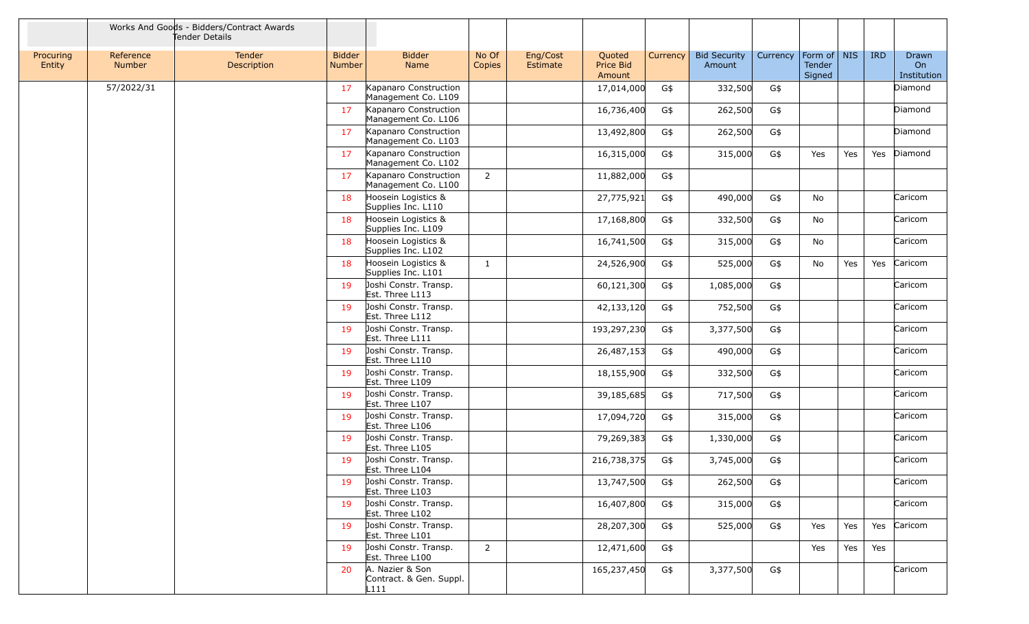| | Works And Goods - Bidders/Contract Awards Tender Details | | | | | | | | | | | | | |
|---|---|---|---|---|---|---|---|---|---|---|---|---|---|---|
| Procuring Entity | Reference Number | Tender Description | Bidder Number | Bidder Name | No Of Copies | Eng/Cost Estimate | Quoted Price Bid Amount | Currency | Bid Security Amount | Currency | Form of Tender Signed | NIS | IRD | Drawn On Institution |
| | 57/2022/31 | | 17 | Kapanaro Construction Management Co. L109 | | | 17,014,000 | G$ | 332,500 | G$ | | | | Diamond |
| | | | 17 | Kapanaro Construction Management Co. L106 | | | 16,736,400 | G$ | 262,500 | G$ | | | | Diamond |
| | | | 17 | Kapanaro Construction Management Co. L103 | | | 13,492,800 | G$ | 262,500 | G$ | | | | Diamond |
| | | | 17 | Kapanaro Construction Management Co. L102 | | | 16,315,000 | G$ | 315,000 | G$ | Yes | Yes | Yes | Diamond |
| | | | 17 | Kapanaro Construction Management Co. L100 | 2 | | 11,882,000 | G$ | | | | | | |
| | | | 18 | Hoosein Logistics & Supplies Inc. L110 | | | 27,775,921 | G$ | 490,000 | G$ | No | | | Caricom |
| | | | 18 | Hoosein Logistics & Supplies Inc. L109 | | | 17,168,800 | G$ | 332,500 | G$ | No | | | Caricom |
| | | | 18 | Hoosein Logistics & Supplies Inc. L102 | | | 16,741,500 | G$ | 315,000 | G$ | No | | | Caricom |
| | | | 18 | Hoosein Logistics & Supplies Inc. L101 | 1 | | 24,526,900 | G$ | 525,000 | G$ | No | Yes | Yes | Caricom |
| | | | 19 | Joshi Constr. Transp. Est. Three L113 | | | 60,121,300 | G$ | 1,085,000 | G$ | | | | Caricom |
| | | | 19 | Joshi Constr. Transp. Est. Three L112 | | | 42,133,120 | G$ | 752,500 | G$ | | | | Caricom |
| | | | 19 | Joshi Constr. Transp. Est. Three L111 | | | 193,297,230 | G$ | 3,377,500 | G$ | | | | Caricom |
| | | | 19 | Joshi Constr. Transp. Est. Three L110 | | | 26,487,153 | G$ | 490,000 | G$ | | | | Caricom |
| | | | 19 | Joshi Constr. Transp. Est. Three L109 | | | 18,155,900 | G$ | 332,500 | G$ | | | | Caricom |
| | | | 19 | Joshi Constr. Transp. Est. Three L107 | | | 39,185,685 | G$ | 717,500 | G$ | | | | Caricom |
| | | | 19 | Joshi Constr. Transp. Est. Three L106 | | | 17,094,720 | G$ | 315,000 | G$ | | | | Caricom |
| | | | 19 | Joshi Constr. Transp. Est. Three L105 | | | 79,269,383 | G$ | 1,330,000 | G$ | | | | Caricom |
| | | | 19 | Joshi Constr. Transp. Est. Three L104 | | | 216,738,375 | G$ | 3,745,000 | G$ | | | | Caricom |
| | | | 19 | Joshi Constr. Transp. Est. Three L103 | | | 13,747,500 | G$ | 262,500 | G$ | | | | Caricom |
| | | | 19 | Joshi Constr. Transp. Est. Three L102 | | | 16,407,800 | G$ | 315,000 | G$ | | | | Caricom |
| | | | 19 | Joshi Constr. Transp. Est. Three L101 | | | 28,207,300 | G$ | 525,000 | G$ | Yes | Yes | Yes | Caricom |
| | | | 19 | Joshi Constr. Transp. Est. Three L100 | 2 | | 12,471,600 | G$ | | | Yes | Yes | Yes | |
| | | | 20 | A. Nazier & Son Contract. & Gen. Suppl. L111 | | | 165,237,450 | G$ | 3,377,500 | G$ | | | | Caricom |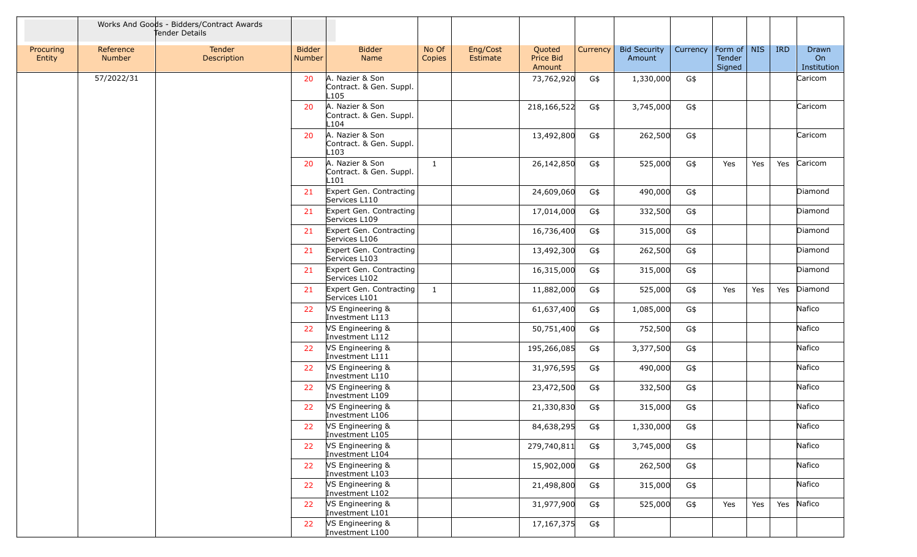| | Works And Goods - Bidders/Contract Awards Tender Details | | | | | | | | | | | | | |
|---|---|---|---|---|---|---|---|---|---|---|---|---|---|---|
| Procuring Entity | Reference Number | Tender Description | Bidder Number | Bidder Name | No Of Copies | Eng/Cost Estimate | Quoted Price Bid Amount | Currency | Bid Security Amount | Currency | Form of Tender Signed | NIS | IRD | Drawn On Institution |
| | 57/2022/31 | | 20 | A. Nazier & Son Contract. & Gen. Suppl. L105 | | | 73,762,920 | G$ | 1,330,000 | G$ | | | | Caricom |
| | | | 20 | A. Nazier & Son Contract. & Gen. Suppl. L104 | | | 218,166,522 | G$ | 3,745,000 | G$ | | | | Caricom |
| | | | 20 | A. Nazier & Son Contract. & Gen. Suppl. L103 | | | 13,492,800 | G$ | 262,500 | G$ | | | | Caricom |
| | | | 20 | A. Nazier & Son Contract. & Gen. Suppl. L101 | 1 | | 26,142,850 | G$ | 525,000 | G$ | Yes | Yes | Yes | Caricom |
| | | | 21 | Expert Gen. Contracting Services L110 | | | 24,609,060 | G$ | 490,000 | G$ | | | | Diamond |
| | | | 21 | Expert Gen. Contracting Services L109 | | | 17,014,000 | G$ | 332,500 | G$ | | | | Diamond |
| | | | 21 | Expert Gen. Contracting Services L106 | | | 16,736,400 | G$ | 315,000 | G$ | | | | Diamond |
| | | | 21 | Expert Gen. Contracting Services L103 | | | 13,492,300 | G$ | 262,500 | G$ | | | | Diamond |
| | | | 21 | Expert Gen. Contracting Services L102 | | | 16,315,000 | G$ | 315,000 | G$ | | | | Diamond |
| | | | 21 | Expert Gen. Contracting Services L101 | 1 | | 11,882,000 | G$ | 525,000 | G$ | Yes | Yes | Yes | Diamond |
| | | | 22 | VS Engineering & Investment L113 | | | 61,637,400 | G$ | 1,085,000 | G$ | | | | Nafico |
| | | | 22 | VS Engineering & Investment L112 | | | 50,751,400 | G$ | 752,500 | G$ | | | | Nafico |
| | | | 22 | VS Engineering & Investment L111 | | | 195,266,085 | G$ | 3,377,500 | G$ | | | | Nafico |
| | | | 22 | VS Engineering & Investment L110 | | | 31,976,595 | G$ | 490,000 | G$ | | | | Nafico |
| | | | 22 | VS Engineering & Investment L109 | | | 23,472,500 | G$ | 332,500 | G$ | | | | Nafico |
| | | | 22 | VS Engineering & Investment L106 | | | 21,330,830 | G$ | 315,000 | G$ | | | | Nafico |
| | | | 22 | VS Engineering & Investment L105 | | | 84,638,295 | G$ | 1,330,000 | G$ | | | | Nafico |
| | | | 22 | VS Engineering & Investment L104 | | | 279,740,811 | G$ | 3,745,000 | G$ | | | | Nafico |
| | | | 22 | VS Engineering & Investment L103 | | | 15,902,000 | G$ | 262,500 | G$ | | | | Nafico |
| | | | 22 | VS Engineering & Investment L102 | | | 21,498,800 | G$ | 315,000 | G$ | | | | Nafico |
| | | | 22 | VS Engineering & Investment L101 | | | 31,977,900 | G$ | 525,000 | G$ | Yes | Yes | Yes | Nafico |
| | | | 22 | VS Engineering & Investment L100 | | | 17,167,375 | G$ | | | | | | |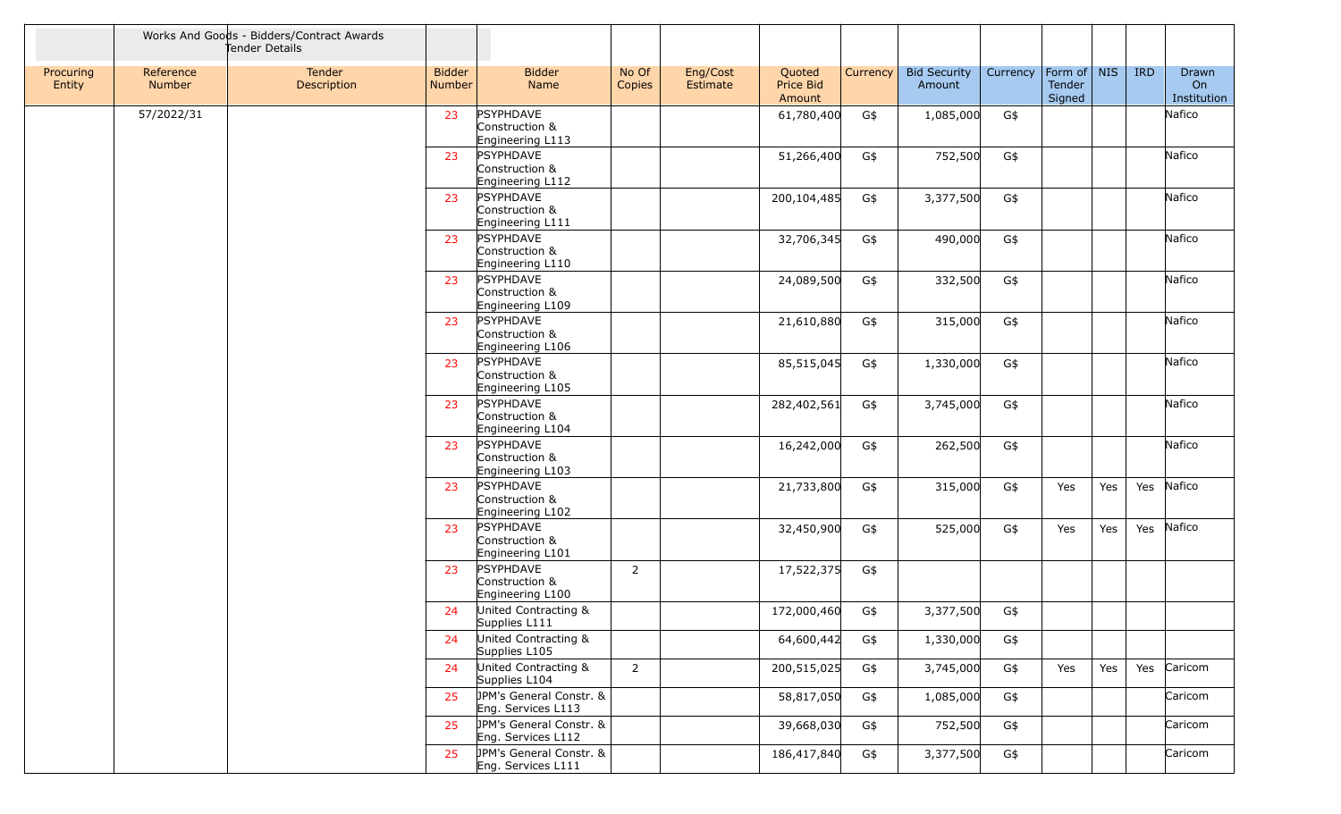Works And Goods - Bidders/Contract Awards
Tender Details

| Procuring Entity | Reference Number | Tender Description | Bidder Number | Bidder Name | No Of Copies | Eng/Cost Estimate | Quoted Price Bid Amount | Currency | Bid Security Amount | Currency | Form of Tender Signed | NIS | IRD | Drawn On Institution |
|---|---|---|---|---|---|---|---|---|---|---|---|---|---|---|
| | 57/2022/31 | | 23 | PSYPHDAVE Construction & Engineering L113 | | | 61,780,400 | G$ | 1,085,000 | G$ | | | | Nafico |
| | | | 23 | PSYPHDAVE Construction & Engineering L112 | | | 51,266,400 | G$ | 752,500 | G$ | | | | Nafico |
| | | | 23 | PSYPHDAVE Construction & Engineering L111 | | | 200,104,485 | G$ | 3,377,500 | G$ | | | | Nafico |
| | | | 23 | PSYPHDAVE Construction & Engineering L110 | | | 32,706,345 | G$ | 490,000 | G$ | | | | Nafico |
| | | | 23 | PSYPHDAVE Construction & Engineering L109 | | | 24,089,500 | G$ | 332,500 | G$ | | | | Nafico |
| | | | 23 | PSYPHDAVE Construction & Engineering L106 | | | 21,610,880 | G$ | 315,000 | G$ | | | | Nafico |
| | | | 23 | PSYPHDAVE Construction & Engineering L105 | | | 85,515,045 | G$ | 1,330,000 | G$ | | | | Nafico |
| | | | 23 | PSYPHDAVE Construction & Engineering L104 | | | 282,402,561 | G$ | 3,745,000 | G$ | | | | Nafico |
| | | | 23 | PSYPHDAVE Construction & Engineering L103 | | | 16,242,000 | G$ | 262,500 | G$ | | | | Nafico |
| | | | 23 | PSYPHDAVE Construction & Engineering L102 | | | 21,733,800 | G$ | 315,000 | G$ | Yes | Yes | Yes | Nafico |
| | | | 23 | PSYPHDAVE Construction & Engineering L101 | | | 32,450,900 | G$ | 525,000 | G$ | Yes | Yes | Yes | Nafico |
| | | | 23 | PSYPHDAVE Construction & Engineering L100 | 2 | | 17,522,375 | G$ | | | | | | |
| | | | 24 | United Contracting & Supplies L111 | | | 172,000,460 | G$ | 3,377,500 | G$ | | | | |
| | | | 24 | United Contracting & Supplies L105 | | | 64,600,442 | G$ | 1,330,000 | G$ | | | | |
| | | | 24 | United Contracting & Supplies L104 | 2 | | 200,515,025 | G$ | 3,745,000 | G$ | Yes | Yes | Yes | Caricom |
| | | | 25 | JPM's General Constr. & Eng. Services L113 | | | 58,817,050 | G$ | 1,085,000 | G$ | | | | Caricom |
| | | | 25 | JPM's General Constr. & Eng. Services L112 | | | 39,668,030 | G$ | 752,500 | G$ | | | | Caricom |
| | | | 25 | JPM's General Constr. & Eng. Services L111 | | | 186,417,840 | G$ | 3,377,500 | G$ | | | | Caricom |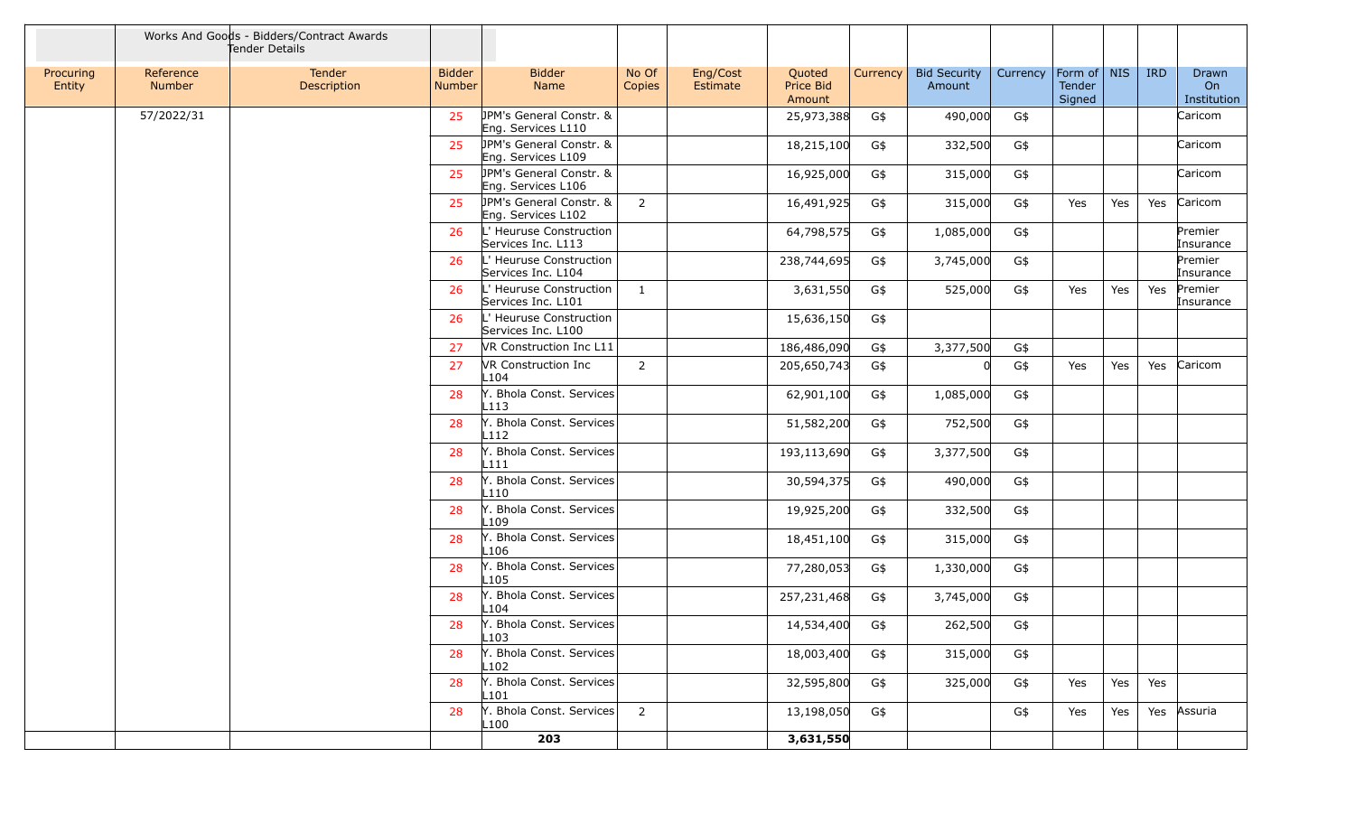| | | Works And Goods - Bidders/Contract Awards Tender Details | | | | | | | | | | | | |
|---|---|---|---|---|---|---|---|---|---|---|---|---|---|---|
| Procuring Entity | Reference Number | Tender Description | Bidder Number | Bidder Name | No Of Copies | Eng/Cost Estimate | Quoted Price Bid Amount | Currency | Bid Security Amount | Currency | Form of Tender Signed | NIS | IRD | Drawn On Institution |
| | 57/2022/31 | | 25 | JPM's General Constr. & Eng. Services L110 | | | 25,973,388 | G$ | 490,000 | G$ | | | | Caricom |
| | | | 25 | JPM's General Constr. & Eng. Services L109 | | | 18,215,100 | G$ | 332,500 | G$ | | | | Caricom |
| | | | 25 | JPM's General Constr. & Eng. Services L106 | | | 16,925,000 | G$ | 315,000 | G$ | | | | Caricom |
| | | | 25 | JPM's General Constr. & Eng. Services L102 | 2 | | 16,491,925 | G$ | 315,000 | G$ | Yes | Yes | Yes | Caricom |
| | | | 26 | L' Heuruse Construction Services Inc. L113 | | | 64,798,575 | G$ | 1,085,000 | G$ | | | | Premier Insurance |
| | | | 26 | L' Heuruse Construction Services Inc. L104 | | | 238,744,695 | G$ | 3,745,000 | G$ | | | | Premier Insurance |
| | | | 26 | L' Heuruse Construction Services Inc. L101 | 1 | | 3,631,550 | G$ | 525,000 | G$ | Yes | Yes | Yes | Premier Insurance |
| | | | 26 | L' Heuruse Construction Services Inc. L100 | | | 15,636,150 | G$ | | | | | | |
| | | | 27 | VR Construction Inc L11 | | | 186,486,090 | G$ | 3,377,500 | G$ | | | | |
| | | | 27 | VR Construction Inc L104 | 2 | | 205,650,743 | G$ | 0 | G$ | Yes | Yes | Yes | Caricom |
| | | | 28 | Y. Bhola Const. Services L113 | | | 62,901,100 | G$ | 1,085,000 | G$ | | | | |
| | | | 28 | Y. Bhola Const. Services L112 | | | 51,582,200 | G$ | 752,500 | G$ | | | | |
| | | | 28 | Y. Bhola Const. Services L111 | | | 193,113,690 | G$ | 3,377,500 | G$ | | | | |
| | | | 28 | Y. Bhola Const. Services L110 | | | 30,594,375 | G$ | 490,000 | G$ | | | | |
| | | | 28 | Y. Bhola Const. Services L109 | | | 19,925,200 | G$ | 332,500 | G$ | | | | |
| | | | 28 | Y. Bhola Const. Services L106 | | | 18,451,100 | G$ | 315,000 | G$ | | | | |
| | | | 28 | Y. Bhola Const. Services L105 | | | 77,280,053 | G$ | 1,330,000 | G$ | | | | |
| | | | 28 | Y. Bhola Const. Services L104 | | | 257,231,468 | G$ | 3,745,000 | G$ | | | | |
| | | | 28 | Y. Bhola Const. Services L103 | | | 14,534,400 | G$ | 262,500 | G$ | | | | |
| | | | 28 | Y. Bhola Const. Services L102 | | | 18,003,400 | G$ | 315,000 | G$ | | | | |
| | | | 28 | Y. Bhola Const. Services L101 | | | 32,595,800 | G$ | 325,000 | G$ | Yes | Yes | Yes | |
| | | | 28 | Y. Bhola Const. Services L100 | 2 | | 13,198,050 | G$ | | G$ | Yes | Yes | Yes | Assuria |
| | | | | **203** | | | **3,631,550** | | | | | | | |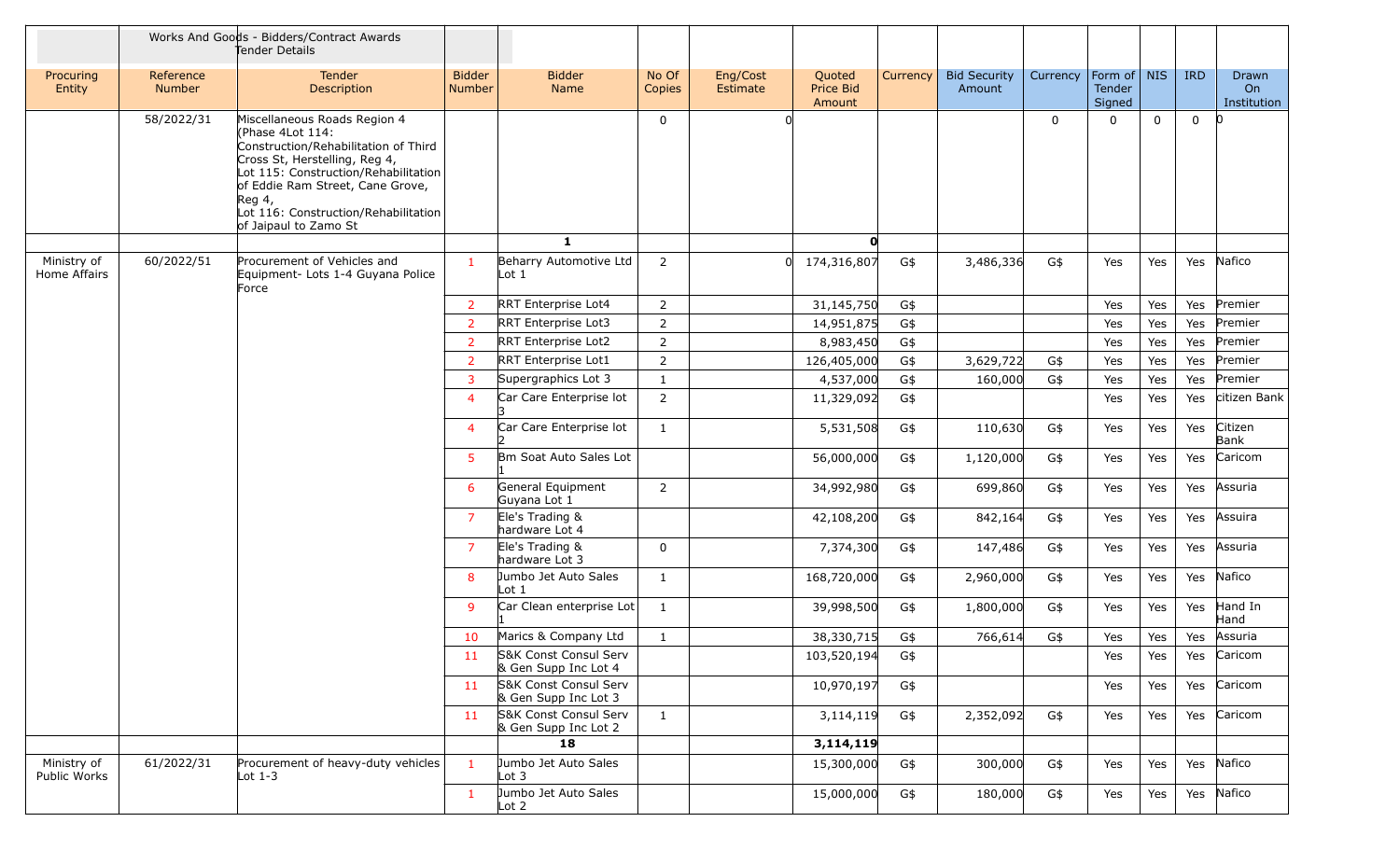| | Works And Goods - Bidders/Contract Awards Tender Details | | | | | | | | | | | | | |
|---|---|---|---|---|---|---|---|---|---|---|---|---|---|---|
| Procuring Entity | Reference Number | Tender Description | Bidder Number | Bidder Name | No Of Copies | Eng/Cost Estimate | Quoted Price Bid Amount | Currency | Bid Security Amount | Currency | Form of Tender Signed | NIS | IRD | Drawn On Institution |
| | 58/2022/31 | Miscellaneous Roads Region 4 (Phase 4Lot 114: Construction/Rehabilitation of Third Cross St, Herstelling, Reg 4, Lot 115: Construction/Rehabilitation of Eddie Ram Street, Cane Grove, Reg 4, Lot 116: Construction/Rehabilitation of Jaipaul to Zamo St | | | 0 | 0 | | | | 0 | 0 | 0 | 0 | 0 |
| | | | | **1** | | | **0** | | | | | | | |
| Ministry of Home Affairs | 60/2022/51 | Procurement of Vehicles and Equipment- Lots 1-4 Guyana Police Force | 1 | Beharry Automotive Ltd Lot 1 | 2 | 0 | 174,316,807 | G$ | 3,486,336 | G$ | Yes | Yes | Yes | Nafico |
| | | | 2 | RRT Enterprise Lot4 | 2 | | 31,145,750 | G$ | | | Yes | Yes | Yes | Premier |
| | | | 2 | RRT Enterprise Lot3 | 2 | | 14,951,875 | G$ | | | Yes | Yes | Yes | Premier |
| | | | 2 | RRT Enterprise Lot2 | 2 | | 8,983,450 | G$ | | | Yes | Yes | Yes | Premier |
| | | | 2 | RRT Enterprise Lot1 | 2 | | 126,405,000 | G$ | 3,629,722 | G$ | Yes | Yes | Yes | Premier |
| | | | 3 | Supergraphics Lot 3 | 1 | | 4,537,000 | G$ | 160,000 | G$ | Yes | Yes | Yes | Premier |
| | | | 4 | Car Care Enterprise lot 3 | 2 | | 11,329,092 | G$ | | | Yes | Yes | Yes | citizen Bank |
| | | | 4 | Car Care Enterprise lot 2 | 1 | | 5,531,508 | G$ | 110,630 | G$ | Yes | Yes | Yes | Citizen Bank |
| | | | 5 | Bm Soat Auto Sales Lot 1 | | | 56,000,000 | G$ | 1,120,000 | G$ | Yes | Yes | Yes | Caricom |
| | | | 6 | General Equipment Guyana Lot 1 | 2 | | 34,992,980 | G$ | 699,860 | G$ | Yes | Yes | Yes | Assuria |
| | | | 7 | Ele's Trading & hardware Lot 4 | | | 42,108,200 | G$ | 842,164 | G$ | Yes | Yes | Yes | Assuira |
| | | | 7 | Ele's Trading & hardware Lot 3 | 0 | | 7,374,300 | G$ | 147,486 | G$ | Yes | Yes | Yes | Assuria |
| | | | 8 | Jumbo Jet Auto Sales Lot 1 | 1 | | 168,720,000 | G$ | 2,960,000 | G$ | Yes | Yes | Yes | Nafico |
| | | | 9 | Car Clean enterprise Lot 1 | 1 | | 39,998,500 | G$ | 1,800,000 | G$ | Yes | Yes | Yes | Hand In Hand |
| | | | 10 | Marics & Company Ltd | 1 | | 38,330,715 | G$ | 766,614 | G$ | Yes | Yes | Yes | Assuria |
| | | | 11 | S&K Const Consul Serv & Gen Supp Inc Lot 4 | | | 103,520,194 | G$ | | | Yes | Yes | Yes | Caricom |
| | | | 11 | S&K Const Consul Serv & Gen Supp Inc Lot 3 | | | 10,970,197 | G$ | | | Yes | Yes | Yes | Caricom |
| | | | 11 | S&K Const Consul Serv & Gen Supp Inc Lot 2 | 1 | | 3,114,119 | G$ | 2,352,092 | G$ | Yes | Yes | Yes | Caricom |
| | | | | **18** | | | **3,114,119** | | | | | | | |
| Ministry of Public Works | 61/2022/31 | Procurement of heavy-duty vehicles Lot 1-3 | 1 | Jumbo Jet Auto Sales Lot 3 | | | 15,300,000 | G$ | 300,000 | G$ | Yes | Yes | Yes | Nafico |
| | | | 1 | Jumbo Jet Auto Sales Lot 2 | | | 15,000,000 | G$ | 180,000 | G$ | Yes | Yes | Yes | Nafico |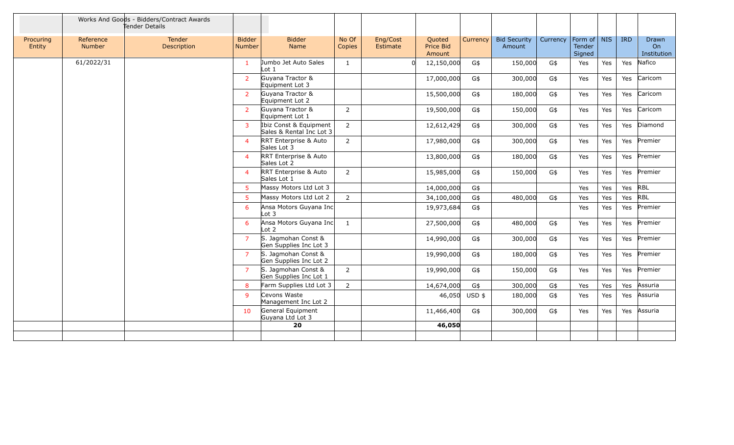| | Works And Goods - Bidders/Contract Awards Tender Details | | | | | | | | | | | | | |
|---|---|---|---|---|---|---|---|---|---|---|---|---|---|---|
| Procuring Entity | Reference Number | Tender Description | Bidder Number | Bidder Name | No Of Copies | Eng/Cost Estimate | Quoted Price Bid Amount | Currency | Bid Security Amount | Currency | Form of Tender Signed | NIS | IRD | Drawn On Institution |
| | 61/2022/31 | | 1 | Jumbo Jet Auto Sales Lot 1 | 1 | 0 | 12,150,000 | G$ | 150,000 | G$ | Yes | Yes | Yes | Nafico |
| | | | 2 | Guyana Tractor & Equipment Lot 3 | | | 17,000,000 | G$ | 300,000 | G$ | Yes | Yes | Yes | Caricom |
| | | | 2 | Guyana Tractor & Equipment Lot 2 | | | 15,500,000 | G$ | 180,000 | G$ | Yes | Yes | Yes | Caricom |
| | | | 2 | Guyana Tractor & Equipment Lot 1 | 2 | | 19,500,000 | G$ | 150,000 | G$ | Yes | Yes | Yes | Caricom |
| | | | 3 | Ibiz Const & Equipment Sales & Rental Inc Lot 3 | 2 | | 12,612,429 | G$ | 300,000 | G$ | Yes | Yes | Yes | Diamond |
| | | | 4 | RRT Enterprise & Auto Sales Lot 3 | 2 | | 17,980,000 | G$ | 300,000 | G$ | Yes | Yes | Yes | Premier |
| | | | 4 | RRT Enterprise & Auto Sales Lot 2 | | | 13,800,000 | G$ | 180,000 | G$ | Yes | Yes | Yes | Premier |
| | | | 4 | RRT Enterprise & Auto Sales Lot 1 | 2 | | 15,985,000 | G$ | 150,000 | G$ | Yes | Yes | Yes | Premier |
| | | | 5 | Massy Motors Ltd Lot 3 | | | 14,000,000 | G$ | | | Yes | Yes | Yes | RBL |
| | | | 5 | Massy Motors Ltd Lot 2 | 2 | | 34,100,000 | G$ | 480,000 | G$ | Yes | Yes | Yes | RBL |
| | | | 6 | Ansa Motors Guyana Inc Lot 3 | | | 19,973,684 | G$ | | | Yes | Yes | Yes | Premier |
| | | | 6 | Ansa Motors Guyana Inc Lot 2 | 1 | | 27,500,000 | G$ | 480,000 | G$ | Yes | Yes | Yes | Premier |
| | | | 7 | S. Jagmohan Const & Gen Supplies Inc Lot 3 | | | 14,990,000 | G$ | 300,000 | G$ | Yes | Yes | Yes | Premier |
| | | | 7 | S. Jagmohan Const & Gen Supplies Inc Lot 2 | | | 19,990,000 | G$ | 180,000 | G$ | Yes | Yes | Yes | Premier |
| | | | 7 | S. Jagmohan Const & Gen Supplies Inc Lot 1 | 2 | | 19,990,000 | G$ | 150,000 | G$ | Yes | Yes | Yes | Premier |
| | | | 8 | Farm Supplies Ltd Lot 3 | 2 | | 14,674,000 | G$ | 300,000 | G$ | Yes | Yes | Yes | Assuria |
| | | | 9 | Cevons Waste Management Inc Lot 2 | | | 46,050 | USD $ | 180,000 | G$ | Yes | Yes | Yes | Assuria |
| | | | 10 | General Equipment Guyana Ltd Lot 3 | | | 11,466,400 | G$ | 300,000 | G$ | Yes | Yes | Yes | Assuria |
| | | | | 20 | | | 46,050 | | | | | | | |
| | | | | | | | | | | | | | | |